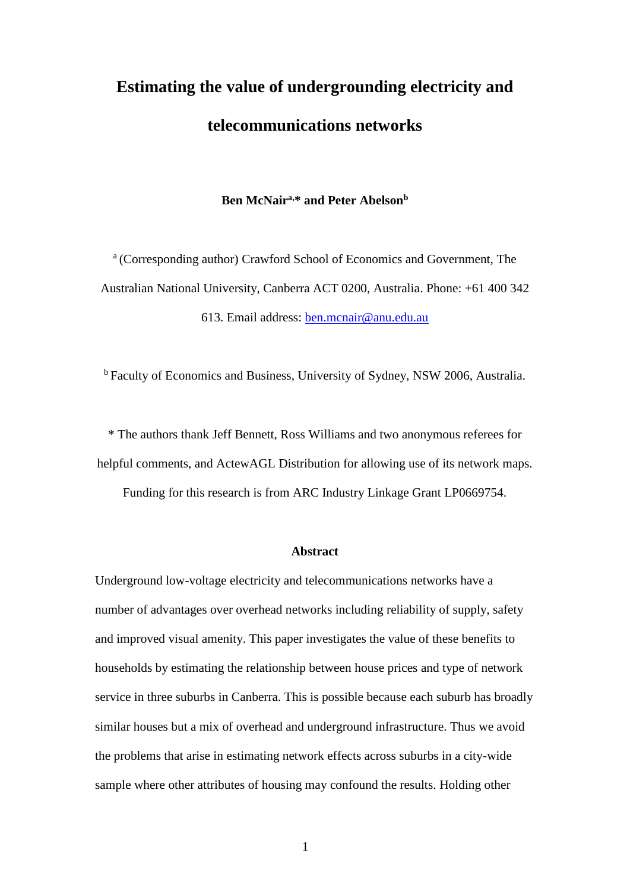# Estimating the value of undergrounding electricity and telecommunications networks

**Ben McNair[a,*] and Peter Abelson[b]**

[a] (Corresponding author) Crawford School of Economics and Government, The Australian National University, Canberra ACT 0200, Australia. Phone: +61 400 342 613. Email address: ben.mcnair@anu.edu.au

[b] Faculty of Economics and Business, University of Sydney, NSW 2006, Australia.

* The authors thank Jeff Bennett, Ross Williams and two anonymous referees for helpful comments, and ActewAGL Distribution for allowing use of its network maps. Funding for this research is from ARC Industry Linkage Grant LP0669754.

## Abstract

Underground low-voltage electricity and telecommunications networks have a number of advantages over overhead networks including reliability of supply, safety and improved visual amenity. This paper investigates the value of these benefits to households by estimating the relationship between house prices and type of network service in three suburbs in Canberra. This is possible because each suburb has broadly similar houses but a mix of overhead and underground infrastructure. Thus we avoid the problems that arise in estimating network effects across suburbs in a city-wide sample where other attributes of housing may confound the results. Holding other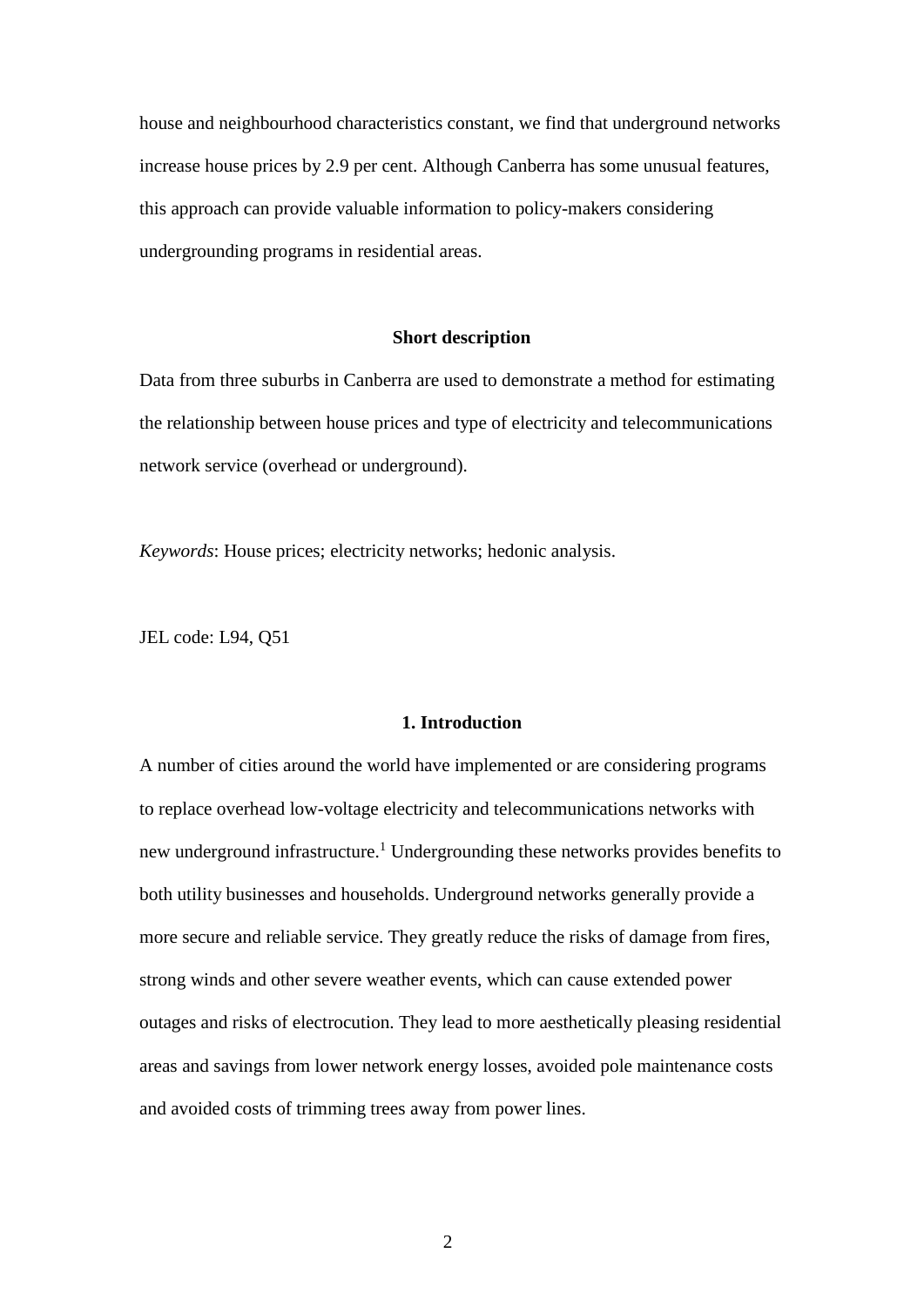house and neighbourhood characteristics constant, we find that underground networks increase house prices by 2.9 per cent. Although Canberra has some unusual features, this approach can provide valuable information to policy-makers considering undergrounding programs in residential areas.

### Short description

Data from three suburbs in Canberra are used to demonstrate a method for estimating the relationship between house prices and type of electricity and telecommunications network service (overhead or underground).

*Keywords*: House prices; electricity networks; hedonic analysis.

JEL code: L94, Q51

## 1. Introduction

A number of cities around the world have implemented or are considering programs to replace overhead low-voltage electricity and telecommunications networks with new underground infrastructure.[1] Undergrounding these networks provides benefits to both utility businesses and households. Underground networks generally provide a more secure and reliable service. They greatly reduce the risks of damage from fires, strong winds and other severe weather events, which can cause extended power outages and risks of electrocution. They lead to more aesthetically pleasing residential areas and savings from lower network energy losses, avoided pole maintenance costs and avoided costs of trimming trees away from power lines.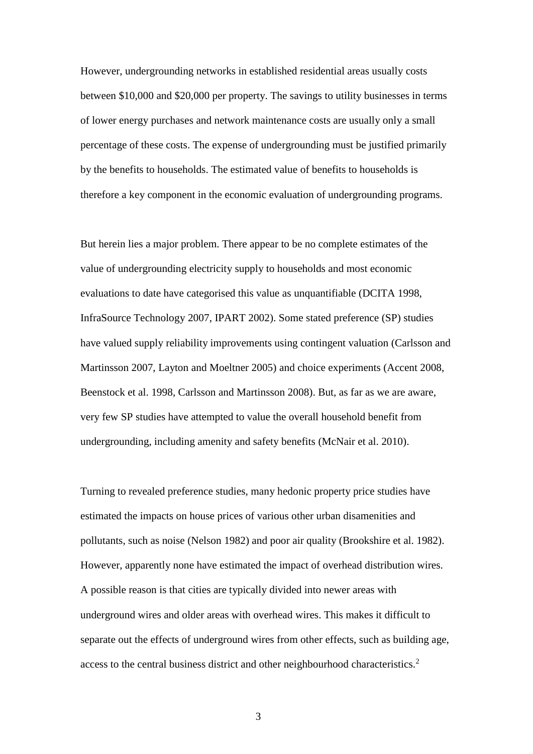However, undergrounding networks in established residential areas usually costs between \$10,000 and \$20,000 per property. The savings to utility businesses in terms of lower energy purchases and network maintenance costs are usually only a small percentage of these costs. The expense of undergrounding must be justified primarily by the benefits to households. The estimated value of benefits to households is therefore a key component in the economic evaluation of undergrounding programs.

But herein lies a major problem. There appear to be no complete estimates of the value of undergrounding electricity supply to households and most economic evaluations to date have categorised this value as unquantifiable (DCITA 1998, InfraSource Technology 2007, IPART 2002). Some stated preference (SP) studies have valued supply reliability improvements using contingent valuation (Carlsson and Martinsson 2007, Layton and Moeltner 2005) and choice experiments (Accent 2008, Beenstock et al. 1998, Carlsson and Martinsson 2008). But, as far as we are aware, very few SP studies have attempted to value the overall household benefit from undergrounding, including amenity and safety benefits (McNair et al. 2010).

Turning to revealed preference studies, many hedonic property price studies have estimated the impacts on house prices of various other urban disamenities and pollutants, such as noise (Nelson 1982) and poor air quality (Brookshire et al. 1982). However, apparently none have estimated the impact of overhead distribution wires. A possible reason is that cities are typically divided into newer areas with underground wires and older areas with overhead wires. This makes it difficult to separate out the effects of underground wires from other effects, such as building age, access to the central business district and other neighbourhood characteristics.[2]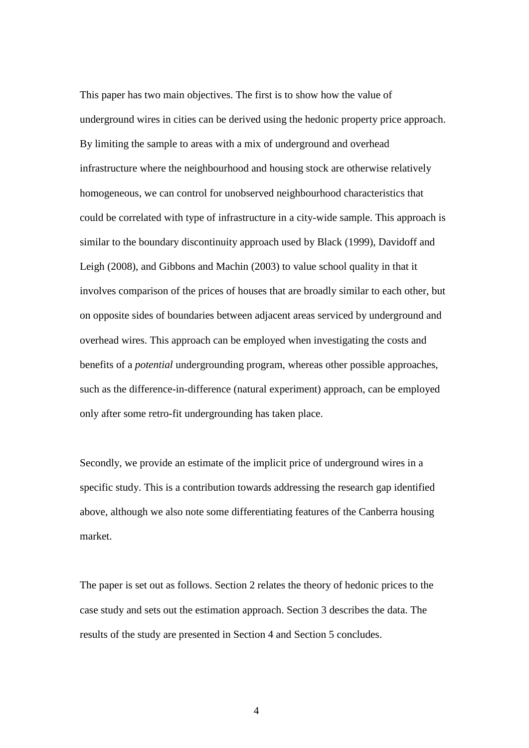This paper has two main objectives. The first is to show how the value of underground wires in cities can be derived using the hedonic property price approach. By limiting the sample to areas with a mix of underground and overhead infrastructure where the neighbourhood and housing stock are otherwise relatively homogeneous, we can control for unobserved neighbourhood characteristics that could be correlated with type of infrastructure in a city-wide sample. This approach is similar to the boundary discontinuity approach used by Black (1999), Davidoff and Leigh (2008), and Gibbons and Machin (2003) to value school quality in that it involves comparison of the prices of houses that are broadly similar to each other, but on opposite sides of boundaries between adjacent areas serviced by underground and overhead wires. This approach can be employed when investigating the costs and benefits of a *potential* undergrounding program, whereas other possible approaches, such as the difference-in-difference (natural experiment) approach, can be employed only after some retro-fit undergrounding has taken place.

Secondly, we provide an estimate of the implicit price of underground wires in a specific study. This is a contribution towards addressing the research gap identified above, although we also note some differentiating features of the Canberra housing market.

The paper is set out as follows. Section 2 relates the theory of hedonic prices to the case study and sets out the estimation approach. Section 3 describes the data. The results of the study are presented in Section 4 and Section 5 concludes.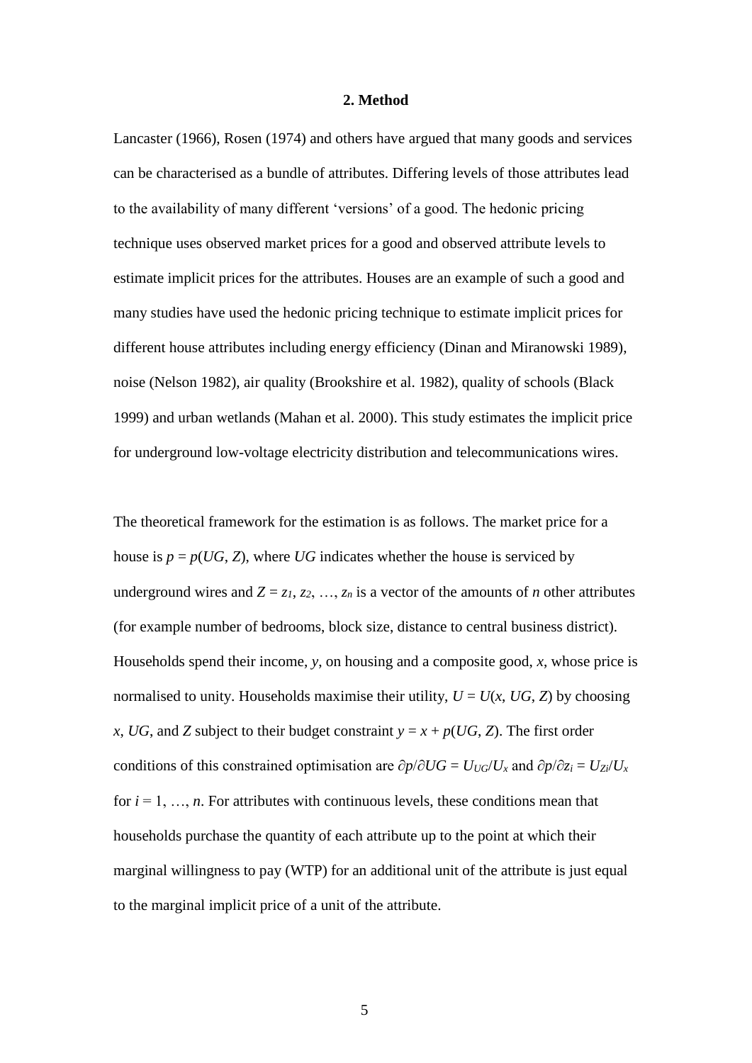## 2. Method

Lancaster (1966), Rosen (1974) and others have argued that many goods and services can be characterised as a bundle of attributes. Differing levels of those attributes lead to the availability of many different 'versions' of a good. The hedonic pricing technique uses observed market prices for a good and observed attribute levels to estimate implicit prices for the attributes. Houses are an example of such a good and many studies have used the hedonic pricing technique to estimate implicit prices for different house attributes including energy efficiency (Dinan and Miranowski 1989), noise (Nelson 1982), air quality (Brookshire et al. 1982), quality of schools (Black 1999) and urban wetlands (Mahan et al. 2000). This study estimates the implicit price for underground low-voltage electricity distribution and telecommunications wires.

The theoretical framework for the estimation is as follows. The market price for a house is $p = p(UG, Z)$, where $UG$ indicates whether the house is serviced by underground wires and $Z = z_1, z_2, \ldots, z_n$ is a vector of the amounts of $n$ other attributes (for example number of bedrooms, block size, distance to central business district). Households spend their income, $y$, on housing and a composite good, $x$, whose price is normalised to unity. Households maximise their utility, $U = U(x, UG, Z)$ by choosing $x$, $UG$, and $Z$ subject to their budget constraint $y = x + p(UG, Z)$. The first order conditions of this constrained optimisation are $\partial p/\partial UG = U_{UG}/U_x$ and $\partial p/\partial z_i = U_{Zi}/U_x$ for $i = 1, \ldots, n$. For attributes with continuous levels, these conditions mean that households purchase the quantity of each attribute up to the point at which their marginal willingness to pay (WTP) for an additional unit of the attribute is just equal to the marginal implicit price of a unit of the attribute.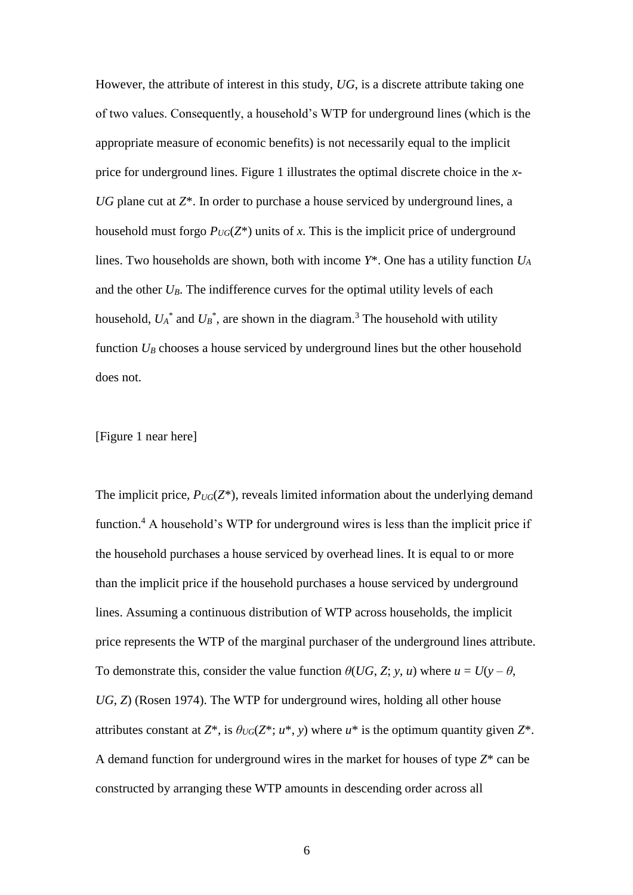However, the attribute of interest in this study, *UG*, is a discrete attribute taking one of two values. Consequently, a household's WTP for underground lines (which is the appropriate measure of economic benefits) is not necessarily equal to the implicit price for underground lines. Figure 1 illustrates the optimal discrete choice in the *x*-*UG* plane cut at $Z^*$. In order to purchase a house serviced by underground lines, a household must forgo $P_{UG}(Z^*)$ units of *x*. This is the implicit price of underground lines. Two households are shown, both with income $Y^*$. One has a utility function $U_A$ and the other $U_B$. The indifference curves for the optimal utility levels of each household, $U_A^*$ and $U_B^*$, are shown in the diagram.[3] The household with utility function $U_B$ chooses a house serviced by underground lines but the other household does not.

[Figure 1 near here]

The implicit price, $P_{UG}(Z^*)$, reveals limited information about the underlying demand function.[4] A household's WTP for underground wires is less than the implicit price if the household purchases a house serviced by overhead lines. It is equal to or more than the implicit price if the household purchases a house serviced by underground lines. Assuming a continuous distribution of WTP across households, the implicit price represents the WTP of the marginal purchaser of the underground lines attribute. To demonstrate this, consider the value function $\theta(UG, Z; y, u)$ where $u = U(y - \theta, UG, Z)$ (Rosen 1974). The WTP for underground wires, holding all other house attributes constant at $Z^*$, is $\theta_{UG}(Z^*; u^*, y)$ where $u^*$ is the optimum quantity given $Z^*$. A demand function for underground wires in the market for houses of type $Z^*$ can be constructed by arranging these WTP amounts in descending order across all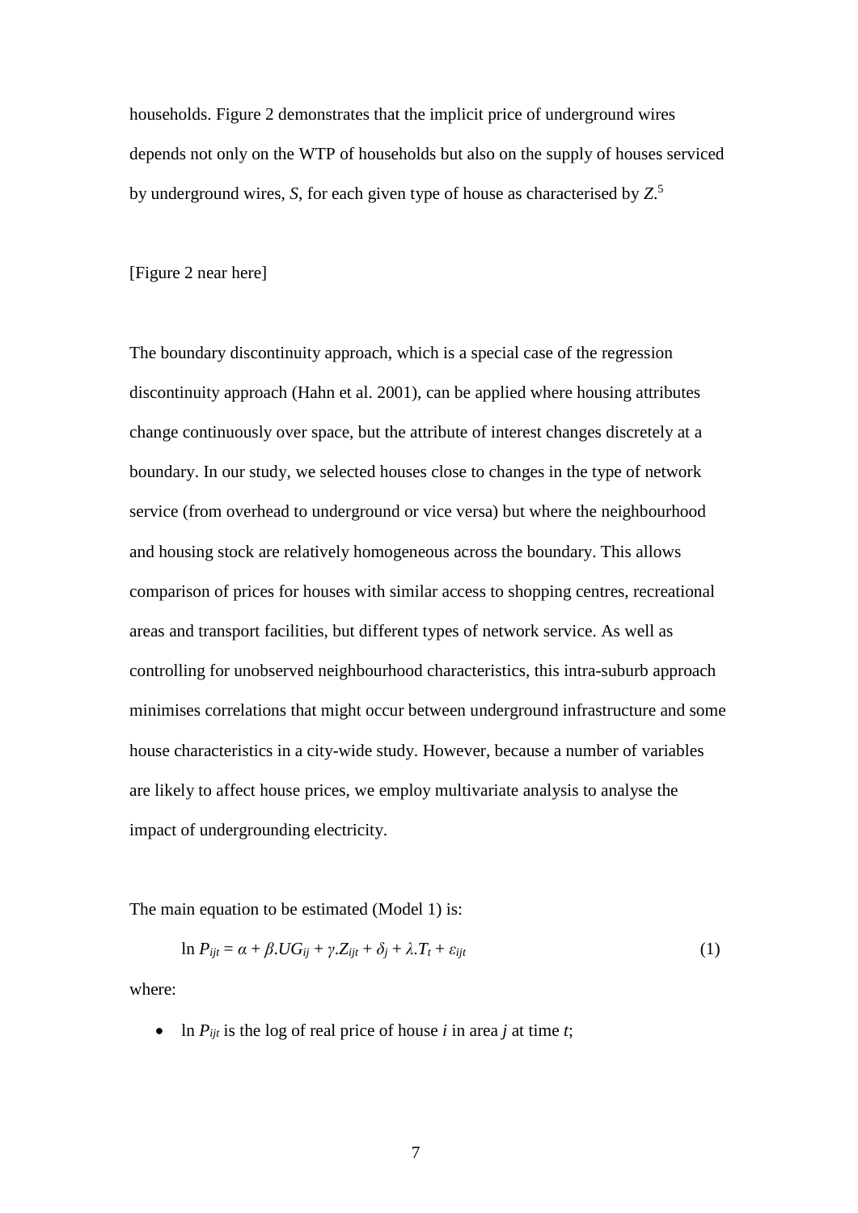households. Figure 2 demonstrates that the implicit price of underground wires depends not only on the WTP of households but also on the supply of houses serviced by underground wires, $S$, for each given type of house as characterised by $Z$.[5]

[Figure 2 near here]

The boundary discontinuity approach, which is a special case of the regression discontinuity approach (Hahn et al. 2001), can be applied where housing attributes change continuously over space, but the attribute of interest changes discretely at a boundary. In our study, we selected houses close to changes in the type of network service (from overhead to underground or vice versa) but where the neighbourhood and housing stock are relatively homogeneous across the boundary. This allows comparison of prices for houses with similar access to shopping centres, recreational areas and transport facilities, but different types of network service. As well as controlling for unobserved neighbourhood characteristics, this intra-suburb approach minimises correlations that might occur between underground infrastructure and some house characteristics in a city-wide study. However, because a number of variables are likely to affect house prices, we employ multivariate analysis to analyse the impact of undergrounding electricity.

The main equation to be estimated (Model 1) is:

$$\ln P_{ijt} = \alpha + \beta.UG_{ij} + \gamma.Z_{ijt} + \delta_j + \lambda.T_t + \varepsilon_{ijt} \qquad (1)$$

where:

- $\ln P_{ijt}$ is the log of real price of house $i$ in area $j$ at time $t$;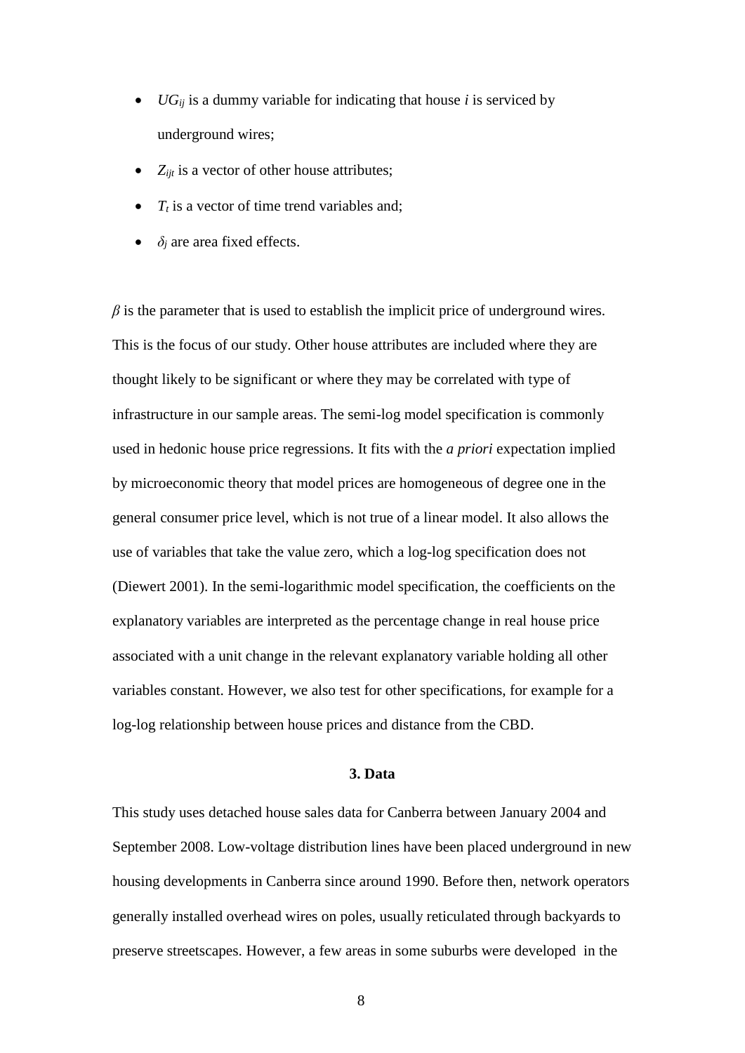- $UG_{ij}$ is a dummy variable for indicating that house $i$ is serviced by underground wires;
- $Z_{ijt}$ is a vector of other house attributes;
- $T_t$ is a vector of time trend variables and;
- $\delta_j$ are area fixed effects.

$\beta$ is the parameter that is used to establish the implicit price of underground wires. This is the focus of our study. Other house attributes are included where they are thought likely to be significant or where they may be correlated with type of infrastructure in our sample areas. The semi-log model specification is commonly used in hedonic house price regressions. It fits with the *a priori* expectation implied by microeconomic theory that model prices are homogeneous of degree one in the general consumer price level, which is not true of a linear model. It also allows the use of variables that take the value zero, which a log-log specification does not (Diewert 2001). In the semi-logarithmic model specification, the coefficients on the explanatory variables are interpreted as the percentage change in real house price associated with a unit change in the relevant explanatory variable holding all other variables constant. However, we also test for other specifications, for example for a log-log relationship between house prices and distance from the CBD.

## 3. Data

This study uses detached house sales data for Canberra between January 2004 and September 2008. Low-voltage distribution lines have been placed underground in new housing developments in Canberra since around 1990. Before then, network operators generally installed overhead wires on poles, usually reticulated through backyards to preserve streetscapes. However, a few areas in some suburbs were developed in the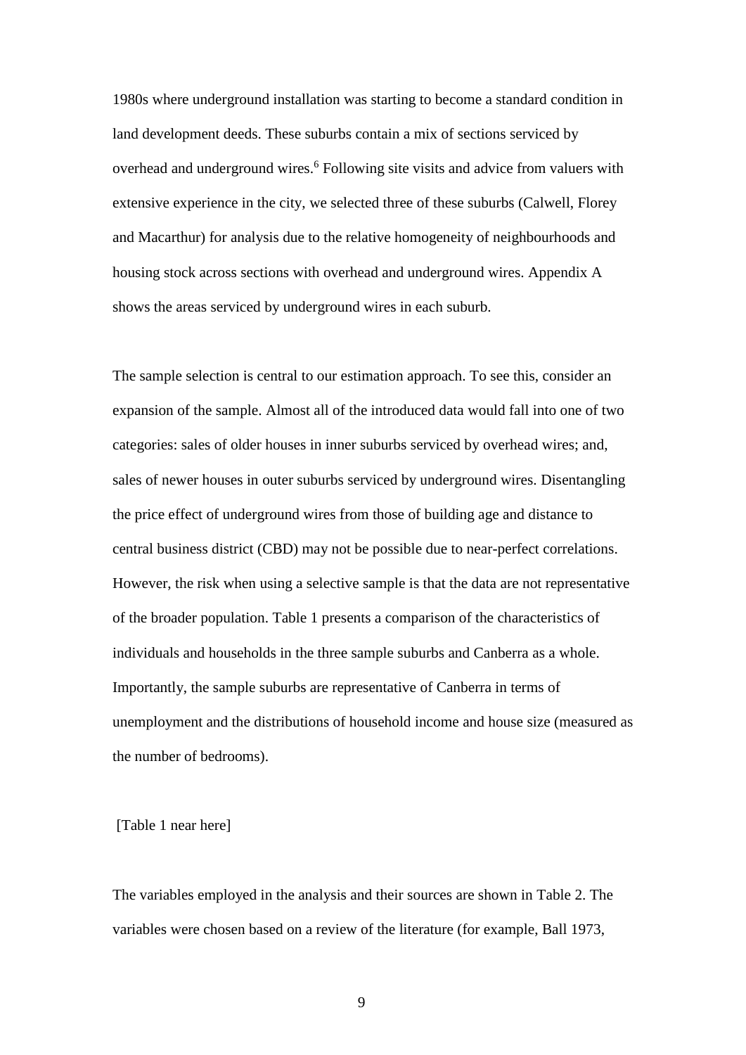1980s where underground installation was starting to become a standard condition in land development deeds. These suburbs contain a mix of sections serviced by overhead and underground wires.[6] Following site visits and advice from valuers with extensive experience in the city, we selected three of these suburbs (Calwell, Florey and Macarthur) for analysis due to the relative homogeneity of neighbourhoods and housing stock across sections with overhead and underground wires. Appendix A shows the areas serviced by underground wires in each suburb.

The sample selection is central to our estimation approach. To see this, consider an expansion of the sample. Almost all of the introduced data would fall into one of two categories: sales of older houses in inner suburbs serviced by overhead wires; and, sales of newer houses in outer suburbs serviced by underground wires. Disentangling the price effect of underground wires from those of building age and distance to central business district (CBD) may not be possible due to near-perfect correlations. However, the risk when using a selective sample is that the data are not representative of the broader population. Table 1 presents a comparison of the characteristics of individuals and households in the three sample suburbs and Canberra as a whole. Importantly, the sample suburbs are representative of Canberra in terms of unemployment and the distributions of household income and house size (measured as the number of bedrooms).

[Table 1 near here]

The variables employed in the analysis and their sources are shown in Table 2. The variables were chosen based on a review of the literature (for example, Ball 1973,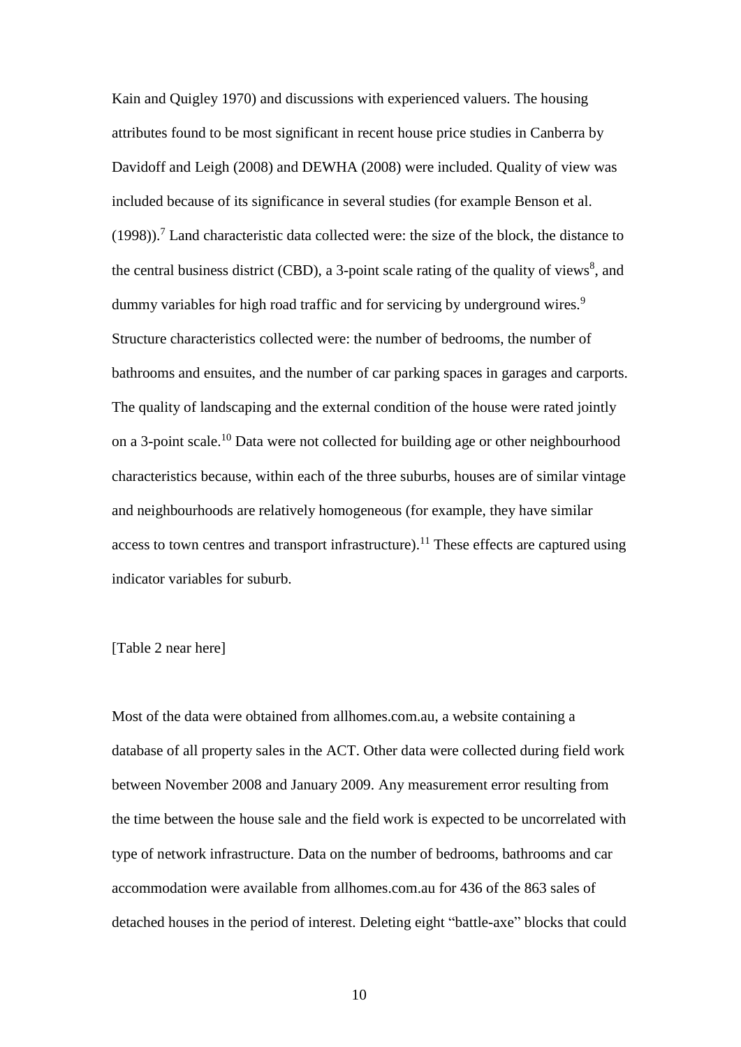Kain and Quigley 1970) and discussions with experienced valuers. The housing attributes found to be most significant in recent house price studies in Canberra by Davidoff and Leigh (2008) and DEWHA (2008) were included. Quality of view was included because of its significance in several studies (for example Benson et al. (1998)).[7] Land characteristic data collected were: the size of the block, the distance to the central business district (CBD), a 3-point scale rating of the quality of views[8], and dummy variables for high road traffic and for servicing by underground wires.[9] Structure characteristics collected were: the number of bedrooms, the number of bathrooms and ensuites, and the number of car parking spaces in garages and carports. The quality of landscaping and the external condition of the house were rated jointly on a 3-point scale.[10] Data were not collected for building age or other neighbourhood characteristics because, within each of the three suburbs, houses are of similar vintage and neighbourhoods are relatively homogeneous (for example, they have similar access to town centres and transport infrastructure).[11] These effects are captured using indicator variables for suburb.

[Table 2 near here]

Most of the data were obtained from allhomes.com.au, a website containing a database of all property sales in the ACT. Other data were collected during field work between November 2008 and January 2009. Any measurement error resulting from the time between the house sale and the field work is expected to be uncorrelated with type of network infrastructure. Data on the number of bedrooms, bathrooms and car accommodation were available from allhomes.com.au for 436 of the 863 sales of detached houses in the period of interest. Deleting eight "battle-axe" blocks that could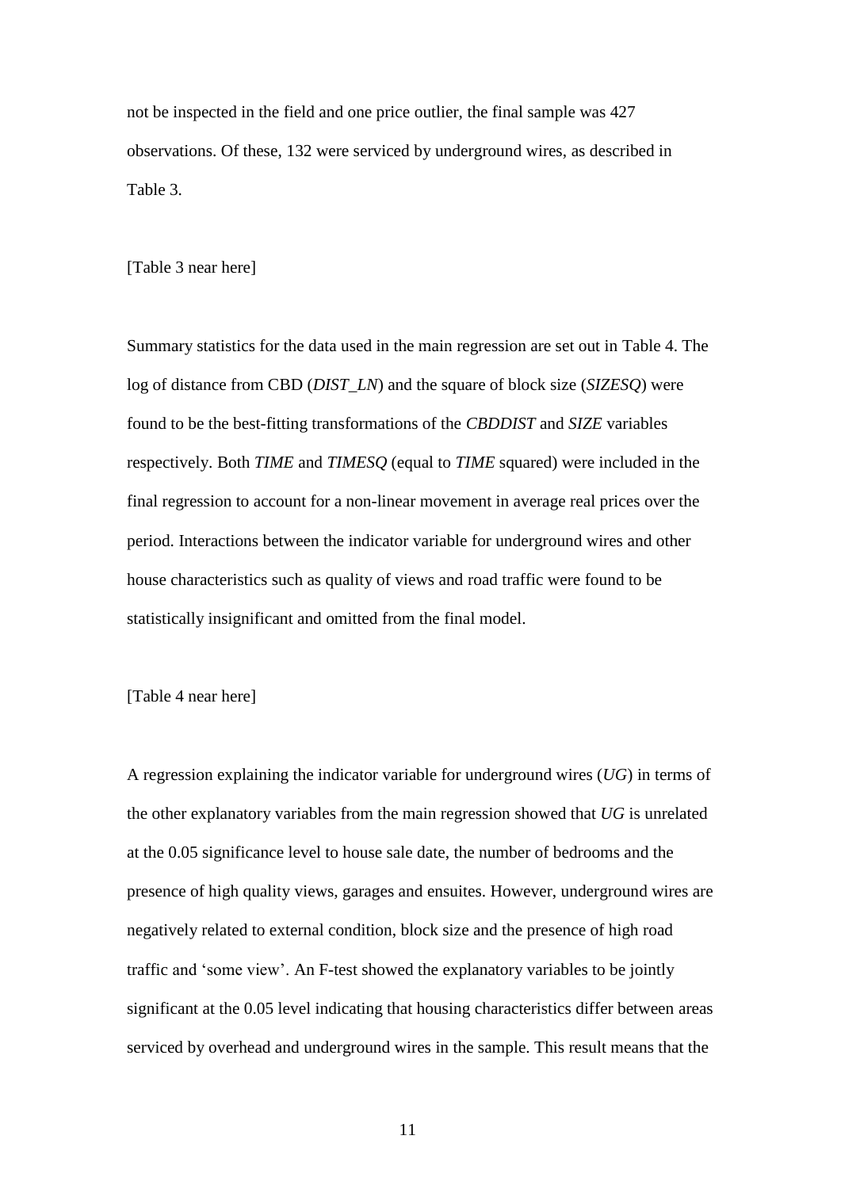not be inspected in the field and one price outlier, the final sample was 427 observations. Of these, 132 were serviced by underground wires, as described in Table 3.

[Table 3 near here]

Summary statistics for the data used in the main regression are set out in Table 4. The log of distance from CBD (*DIST_LN*) and the square of block size (*SIZESQ*) were found to be the best-fitting transformations of the *CBDDIST* and *SIZE* variables respectively. Both *TIME* and *TIMESQ* (equal to *TIME* squared) were included in the final regression to account for a non-linear movement in average real prices over the period. Interactions between the indicator variable for underground wires and other house characteristics such as quality of views and road traffic were found to be statistically insignificant and omitted from the final model.

[Table 4 near here]

A regression explaining the indicator variable for underground wires (*UG*) in terms of the other explanatory variables from the main regression showed that *UG* is unrelated at the 0.05 significance level to house sale date, the number of bedrooms and the presence of high quality views, garages and ensuites. However, underground wires are negatively related to external condition, block size and the presence of high road traffic and 'some view'. An F-test showed the explanatory variables to be jointly significant at the 0.05 level indicating that housing characteristics differ between areas serviced by overhead and underground wires in the sample. This result means that the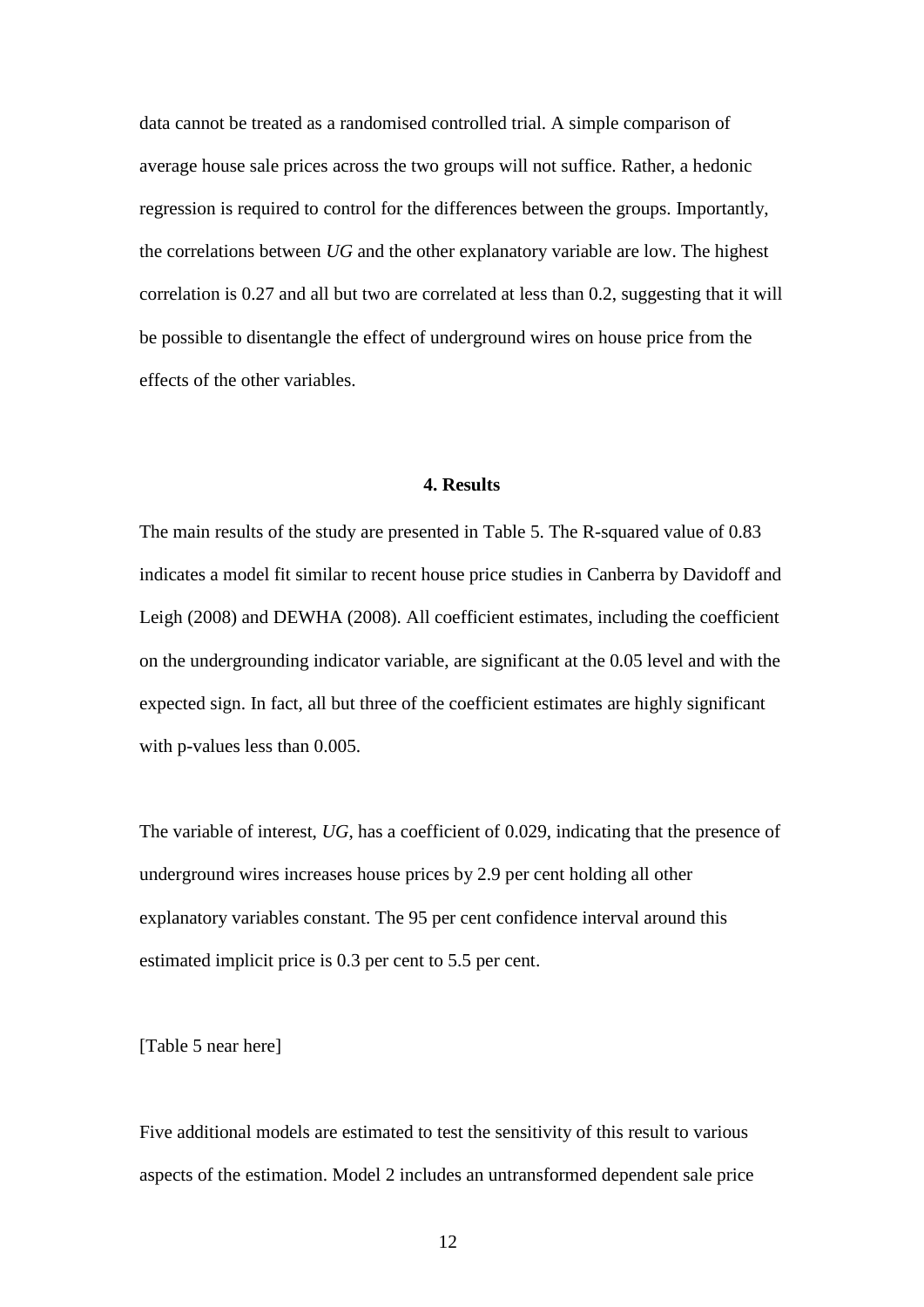data cannot be treated as a randomised controlled trial. A simple comparison of average house sale prices across the two groups will not suffice. Rather, a hedonic regression is required to control for the differences between the groups. Importantly, the correlations between *UG* and the other explanatory variable are low. The highest correlation is 0.27 and all but two are correlated at less than 0.2, suggesting that it will be possible to disentangle the effect of underground wires on house price from the effects of the other variables.

## 4. Results

The main results of the study are presented in Table 5. The R-squared value of 0.83 indicates a model fit similar to recent house price studies in Canberra by Davidoff and Leigh (2008) and DEWHA (2008). All coefficient estimates, including the coefficient on the undergrounding indicator variable, are significant at the 0.05 level and with the expected sign. In fact, all but three of the coefficient estimates are highly significant with p-values less than 0.005.

The variable of interest, *UG*, has a coefficient of 0.029, indicating that the presence of underground wires increases house prices by 2.9 per cent holding all other explanatory variables constant. The 95 per cent confidence interval around this estimated implicit price is 0.3 per cent to 5.5 per cent.

[Table 5 near here]

Five additional models are estimated to test the sensitivity of this result to various aspects of the estimation. Model 2 includes an untransformed dependent sale price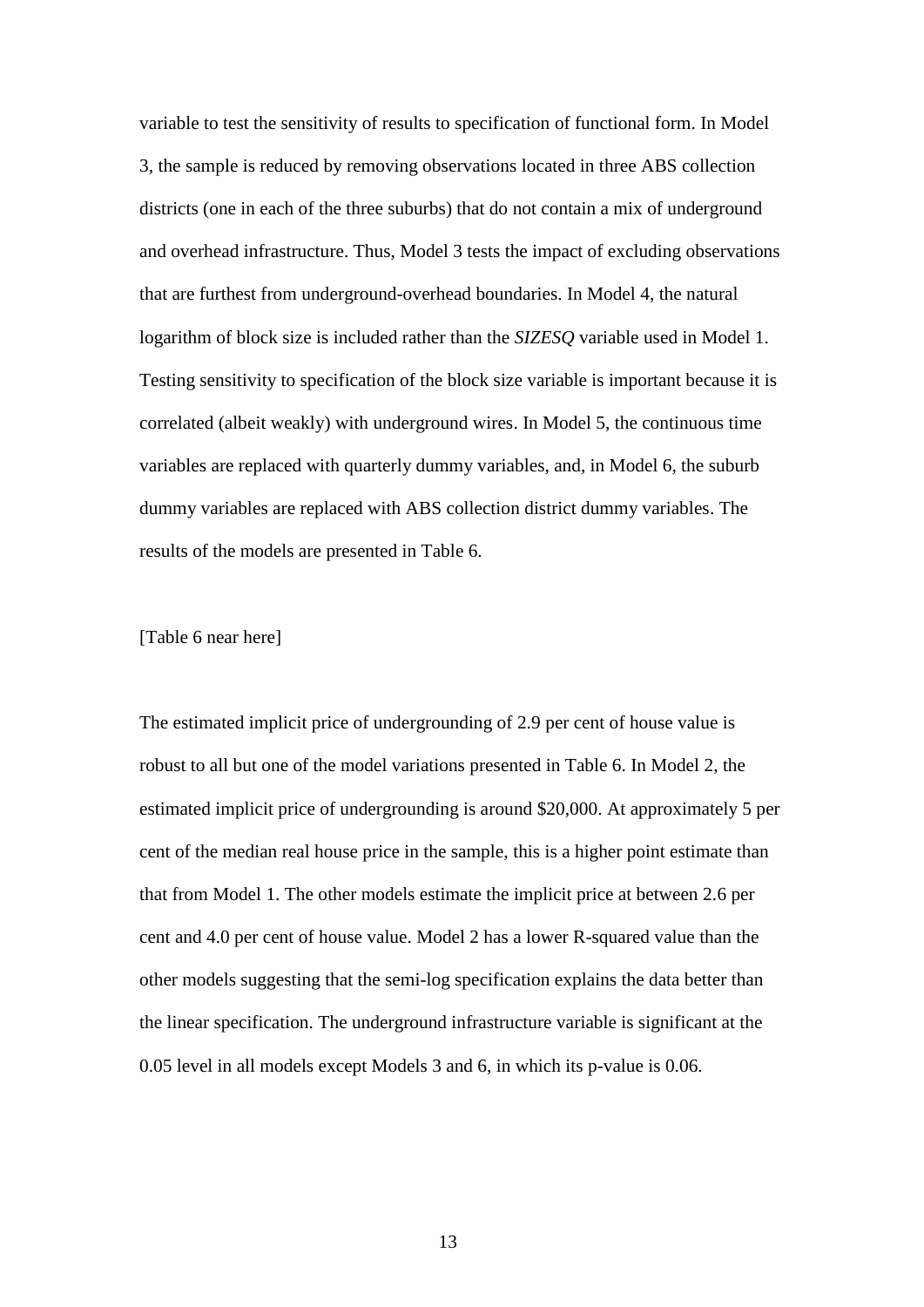variable to test the sensitivity of results to specification of functional form. In Model 3, the sample is reduced by removing observations located in three ABS collection districts (one in each of the three suburbs) that do not contain a mix of underground and overhead infrastructure. Thus, Model 3 tests the impact of excluding observations that are furthest from underground-overhead boundaries. In Model 4, the natural logarithm of block size is included rather than the *SIZESQ* variable used in Model 1. Testing sensitivity to specification of the block size variable is important because it is correlated (albeit weakly) with underground wires. In Model 5, the continuous time variables are replaced with quarterly dummy variables, and, in Model 6, the suburb dummy variables are replaced with ABS collection district dummy variables. The results of the models are presented in Table 6.

[Table 6 near here]

The estimated implicit price of undergrounding of 2.9 per cent of house value is robust to all but one of the model variations presented in Table 6. In Model 2, the estimated implicit price of undergrounding is around $20,000. At approximately 5 per cent of the median real house price in the sample, this is a higher point estimate than that from Model 1. The other models estimate the implicit price at between 2.6 per cent and 4.0 per cent of house value. Model 2 has a lower R-squared value than the other models suggesting that the semi-log specification explains the data better than the linear specification. The underground infrastructure variable is significant at the 0.05 level in all models except Models 3 and 6, in which its p-value is 0.06.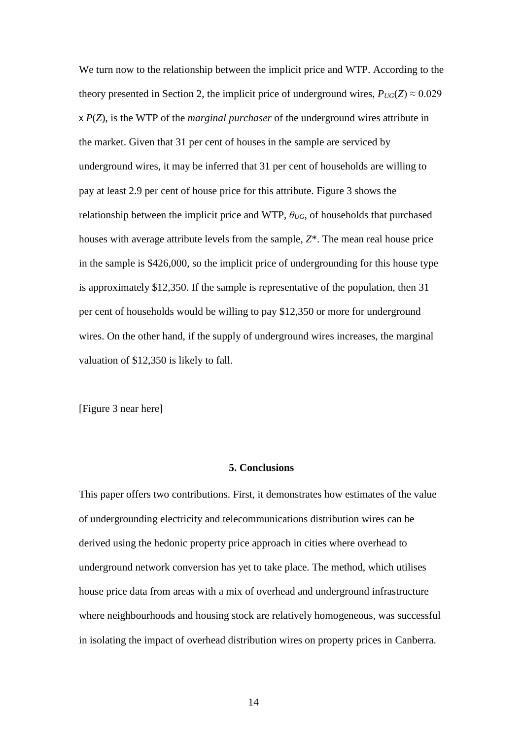We turn now to the relationship between the implicit price and WTP. According to the theory presented in Section 2, the implicit price of underground wires, $P_{UG}(Z) \approx 0.029 \times P(Z)$, is the WTP of the *marginal purchaser* of the underground wires attribute in the market. Given that 31 per cent of houses in the sample are serviced by underground wires, it may be inferred that 31 per cent of households are willing to pay at least 2.9 per cent of house price for this attribute. Figure 3 shows the relationship between the implicit price and WTP, $\theta_{UG}$, of households that purchased houses with average attribute levels from the sample, $Z^*$. The mean real house price in the sample is $426,000, so the implicit price of undergrounding for this house type is approximately $12,350. If the sample is representative of the population, then 31 per cent of households would be willing to pay $12,350 or more for underground wires. On the other hand, if the supply of underground wires increases, the marginal valuation of $12,350 is likely to fall.

[Figure 3 near here]

## 5. Conclusions

This paper offers two contributions. First, it demonstrates how estimates of the value of undergrounding electricity and telecommunications distribution wires can be derived using the hedonic property price approach in cities where overhead to underground network conversion has yet to take place. The method, which utilises house price data from areas with a mix of overhead and underground infrastructure where neighbourhoods and housing stock are relatively homogeneous, was successful in isolating the impact of overhead distribution wires on property prices in Canberra.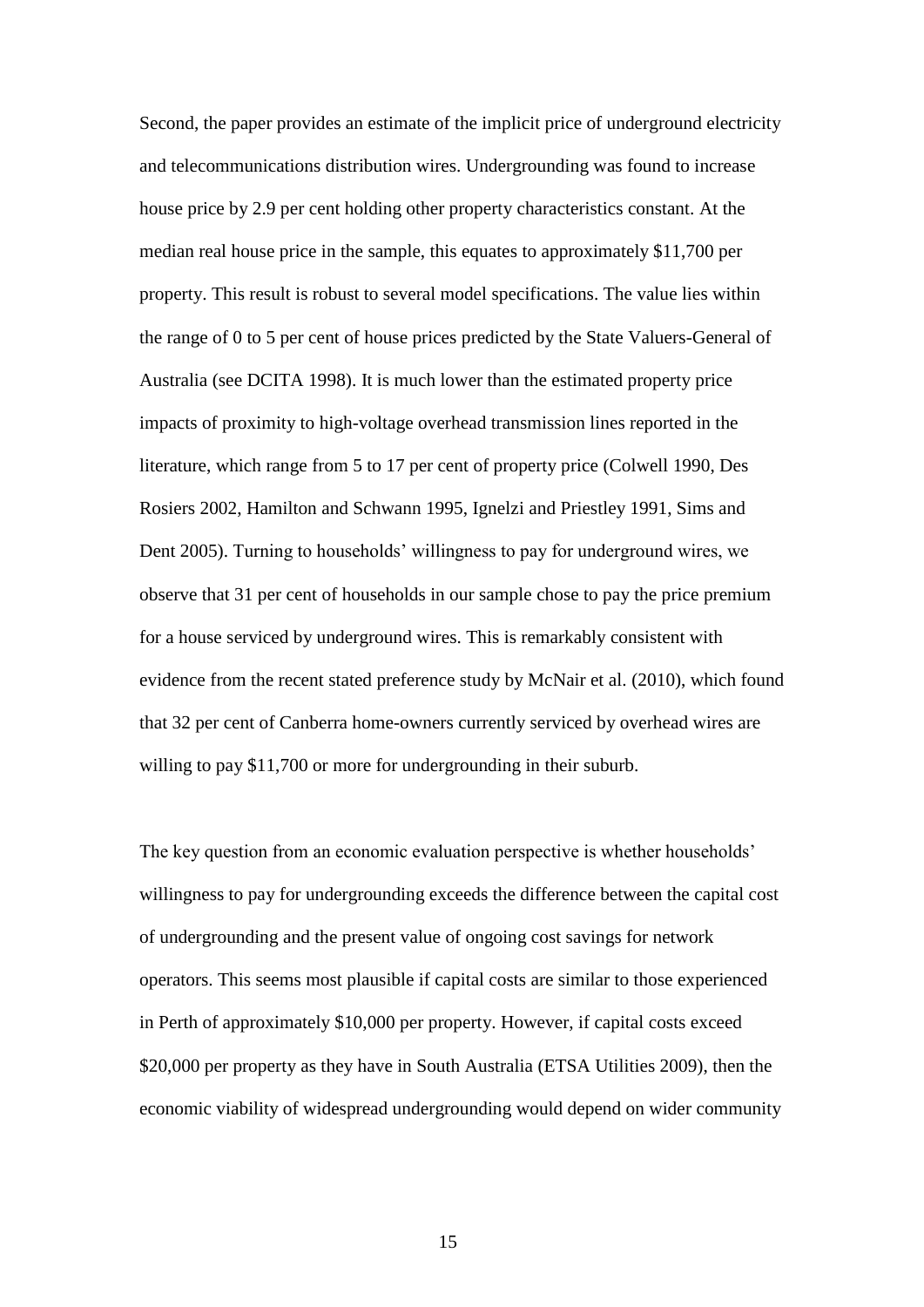Second, the paper provides an estimate of the implicit price of underground electricity and telecommunications distribution wires. Undergrounding was found to increase house price by 2.9 per cent holding other property characteristics constant. At the median real house price in the sample, this equates to approximately $11,700 per property. This result is robust to several model specifications. The value lies within the range of 0 to 5 per cent of house prices predicted by the State Valuers-General of Australia (see DCITA 1998). It is much lower than the estimated property price impacts of proximity to high-voltage overhead transmission lines reported in the literature, which range from 5 to 17 per cent of property price (Colwell 1990, Des Rosiers 2002, Hamilton and Schwann 1995, Ignelzi and Priestley 1991, Sims and Dent 2005). Turning to households' willingness to pay for underground wires, we observe that 31 per cent of households in our sample chose to pay the price premium for a house serviced by underground wires. This is remarkably consistent with evidence from the recent stated preference study by McNair et al. (2010), which found that 32 per cent of Canberra home-owners currently serviced by overhead wires are willing to pay $11,700 or more for undergrounding in their suburb.

The key question from an economic evaluation perspective is whether households' willingness to pay for undergrounding exceeds the difference between the capital cost of undergrounding and the present value of ongoing cost savings for network operators. This seems most plausible if capital costs are similar to those experienced in Perth of approximately $10,000 per property. However, if capital costs exceed $20,000 per property as they have in South Australia (ETSA Utilities 2009), then the economic viability of widespread undergrounding would depend on wider community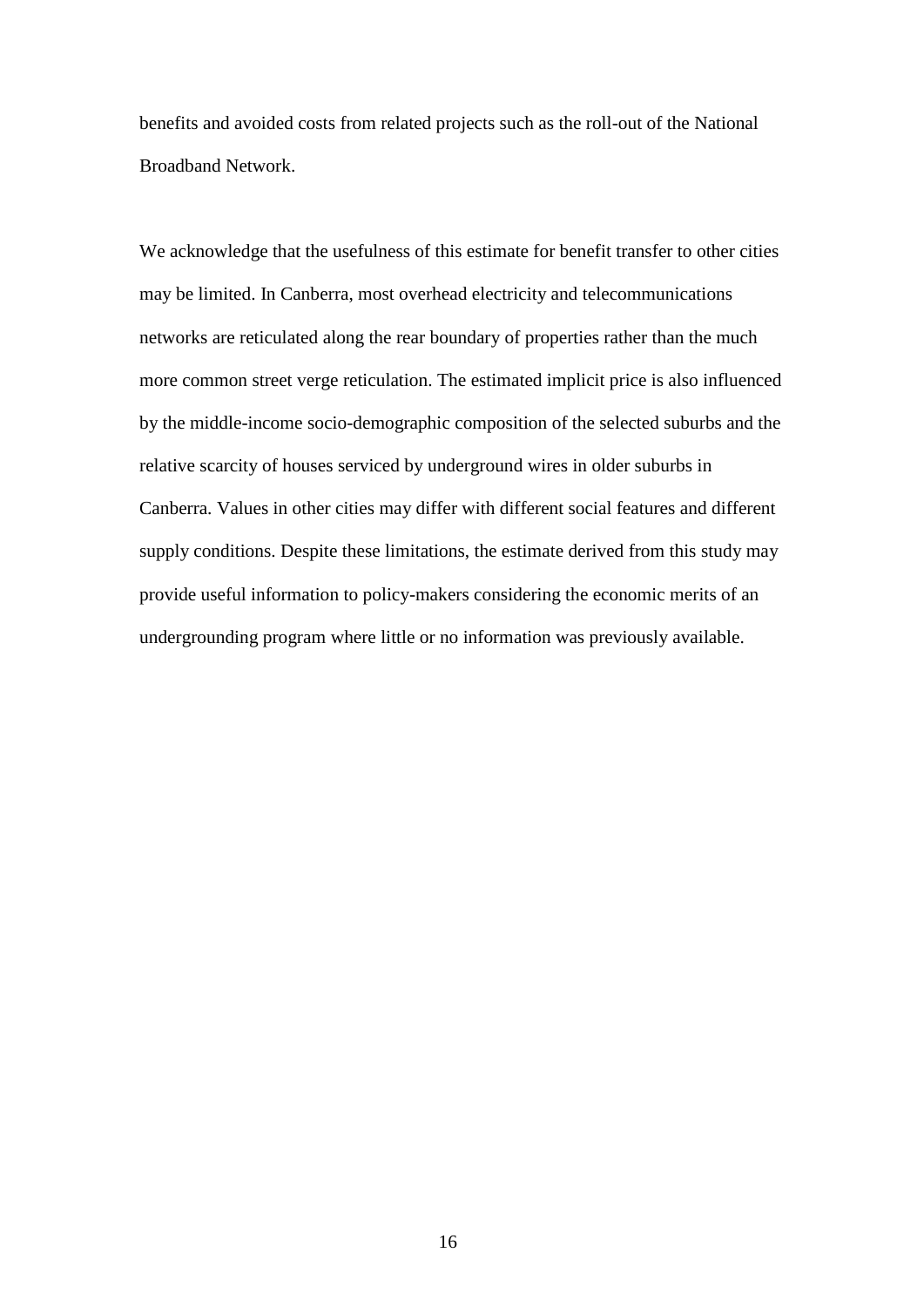benefits and avoided costs from related projects such as the roll-out of the National Broadband Network.

We acknowledge that the usefulness of this estimate for benefit transfer to other cities may be limited. In Canberra, most overhead electricity and telecommunications networks are reticulated along the rear boundary of properties rather than the much more common street verge reticulation. The estimated implicit price is also influenced by the middle-income socio-demographic composition of the selected suburbs and the relative scarcity of houses serviced by underground wires in older suburbs in Canberra. Values in other cities may differ with different social features and different supply conditions. Despite these limitations, the estimate derived from this study may provide useful information to policy-makers considering the economic merits of an undergrounding program where little or no information was previously available.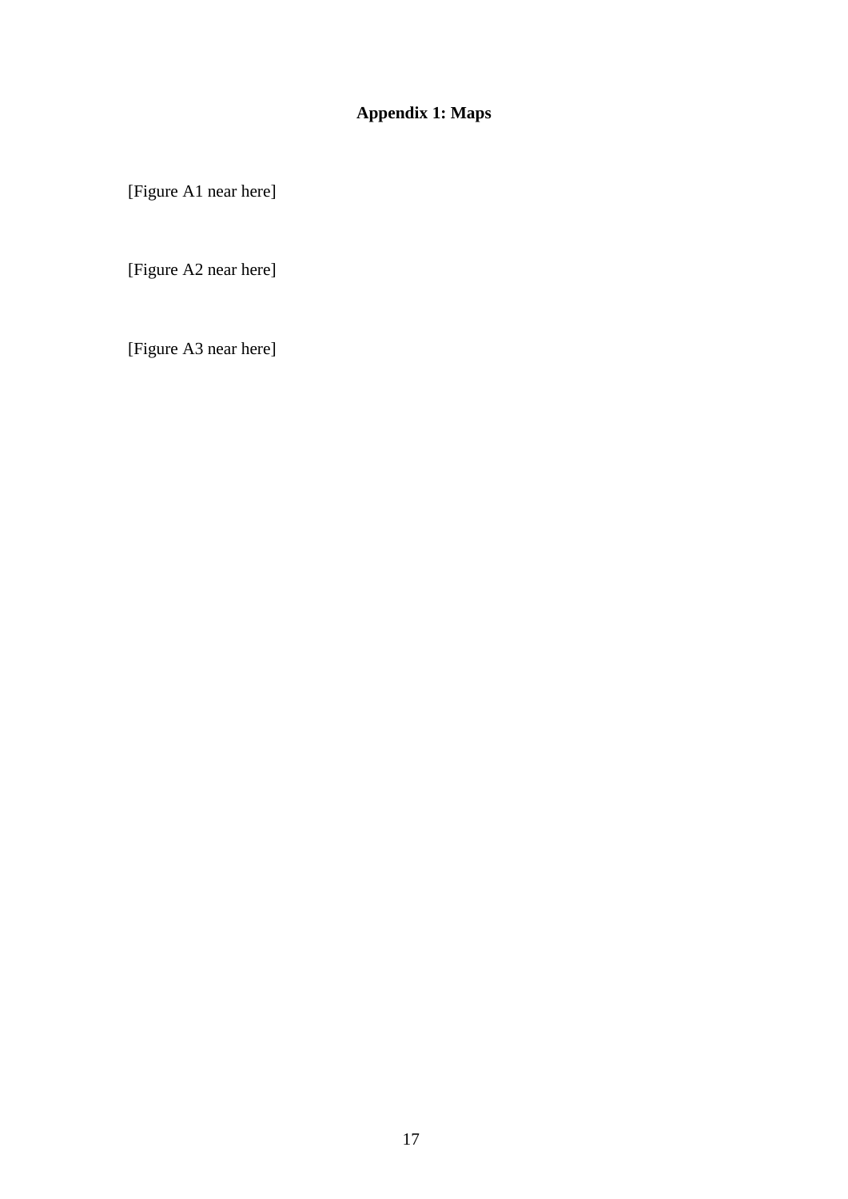# Appendix 1: Maps

[Figure A1 near here]

[Figure A2 near here]

[Figure A3 near here]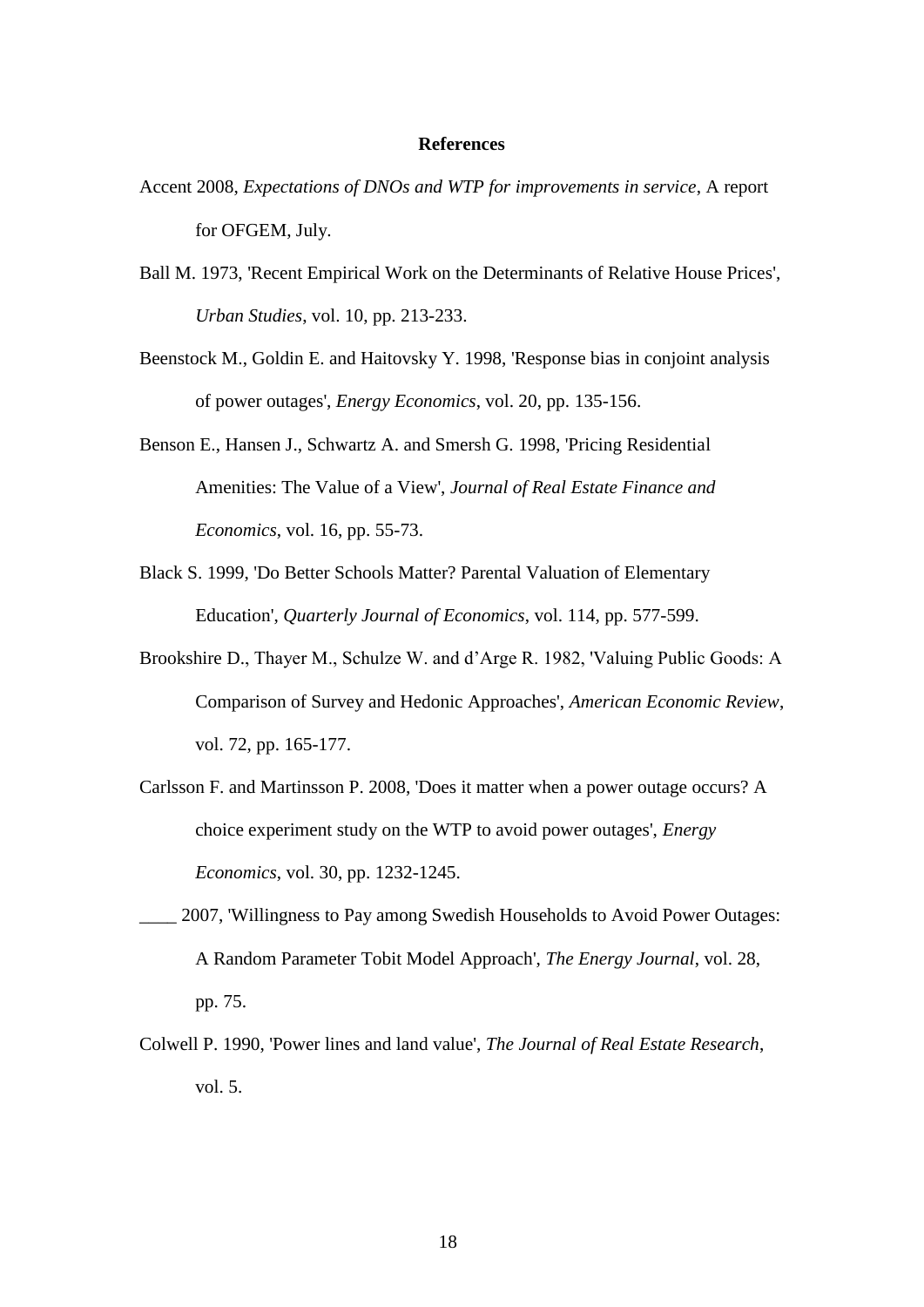# References

Accent 2008, *Expectations of DNOs and WTP for improvements in service*, A report for OFGEM, July.

Ball M. 1973, 'Recent Empirical Work on the Determinants of Relative House Prices', *Urban Studies*, vol. 10, pp. 213-233.

Beenstock M., Goldin E. and Haitovsky Y. 1998, 'Response bias in conjoint analysis of power outages', *Energy Economics*, vol. 20, pp. 135-156.

Benson E., Hansen J., Schwartz A. and Smersh G. 1998, 'Pricing Residential Amenities: The Value of a View', *Journal of Real Estate Finance and Economics*, vol. 16, pp. 55-73.

Black S. 1999, 'Do Better Schools Matter? Parental Valuation of Elementary Education', *Quarterly Journal of Economics*, vol. 114, pp. 577-599.

Brookshire D., Thayer M., Schulze W. and d'Arge R. 1982, 'Valuing Public Goods: A Comparison of Survey and Hedonic Approaches', *American Economic Review*, vol. 72, pp. 165-177.

Carlsson F. and Martinsson P. 2008, 'Does it matter when a power outage occurs? A choice experiment study on the WTP to avoid power outages', *Energy Economics*, vol. 30, pp. 1232-1245.

____ 2007, 'Willingness to Pay among Swedish Households to Avoid Power Outages: A Random Parameter Tobit Model Approach', *The Energy Journal*, vol. 28, pp. 75.

Colwell P. 1990, 'Power lines and land value', *The Journal of Real Estate Research*, vol. 5.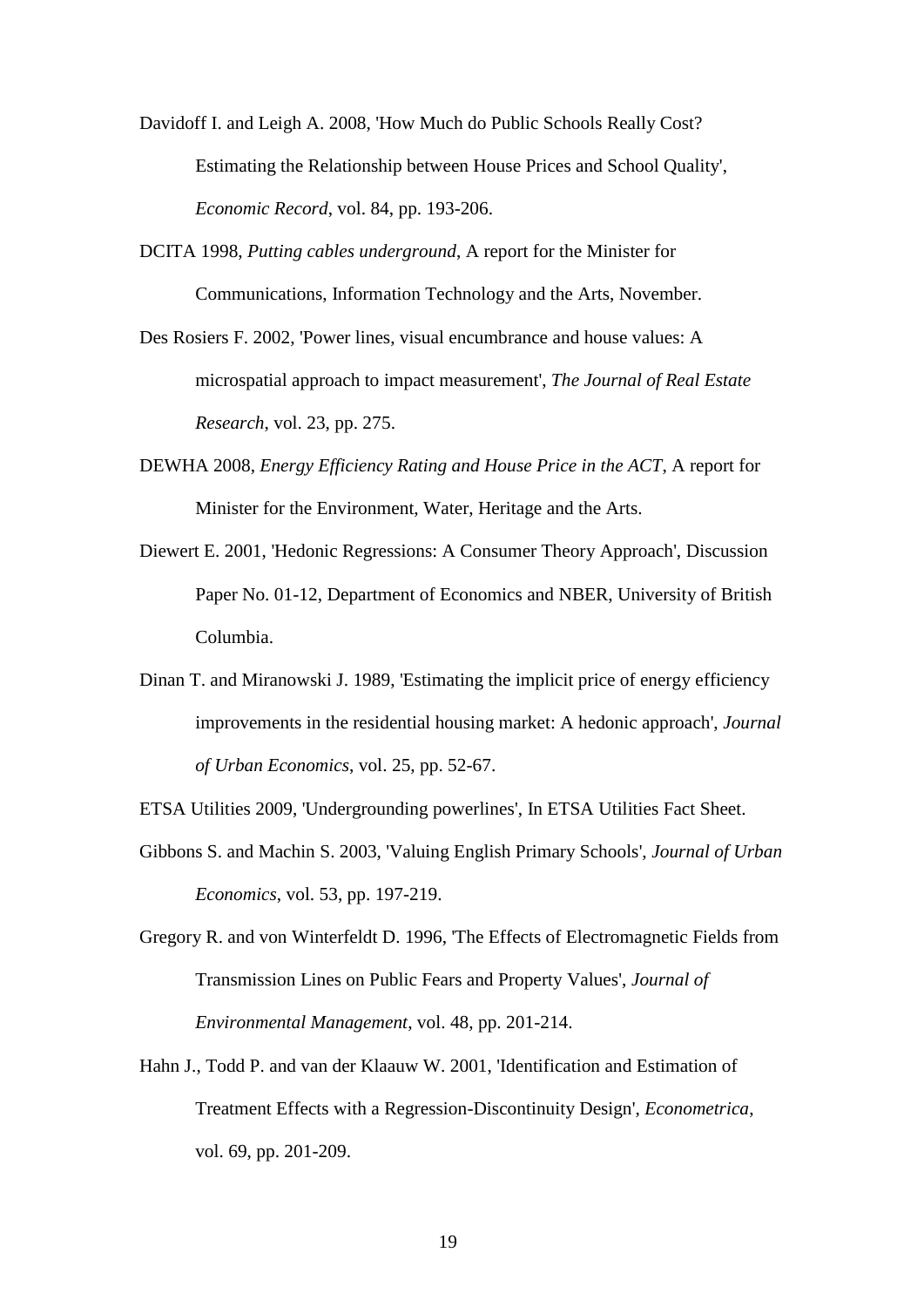Davidoff I. and Leigh A. 2008, 'How Much do Public Schools Really Cost? Estimating the Relationship between House Prices and School Quality', *Economic Record*, vol. 84, pp. 193-206.

DCITA 1998, *Putting cables underground*, A report for the Minister for Communications, Information Technology and the Arts, November.

Des Rosiers F. 2002, 'Power lines, visual encumbrance and house values: A microspatial approach to impact measurement', *The Journal of Real Estate Research*, vol. 23, pp. 275.

DEWHA 2008, *Energy Efficiency Rating and House Price in the ACT*, A report for Minister for the Environment, Water, Heritage and the Arts.

Diewert E. 2001, 'Hedonic Regressions: A Consumer Theory Approach', Discussion Paper No. 01-12, Department of Economics and NBER, University of British Columbia.

Dinan T. and Miranowski J. 1989, 'Estimating the implicit price of energy efficiency improvements in the residential housing market: A hedonic approach', *Journal of Urban Economics*, vol. 25, pp. 52-67.

ETSA Utilities 2009, 'Undergrounding powerlines', In ETSA Utilities Fact Sheet.

Gibbons S. and Machin S. 2003, 'Valuing English Primary Schools', *Journal of Urban Economics*, vol. 53, pp. 197-219.

Gregory R. and von Winterfeldt D. 1996, 'The Effects of Electromagnetic Fields from Transmission Lines on Public Fears and Property Values', *Journal of Environmental Management*, vol. 48, pp. 201-214.

Hahn J., Todd P. and van der Klaauw W. 2001, 'Identification and Estimation of Treatment Effects with a Regression-Discontinuity Design', *Econometrica*, vol. 69, pp. 201-209.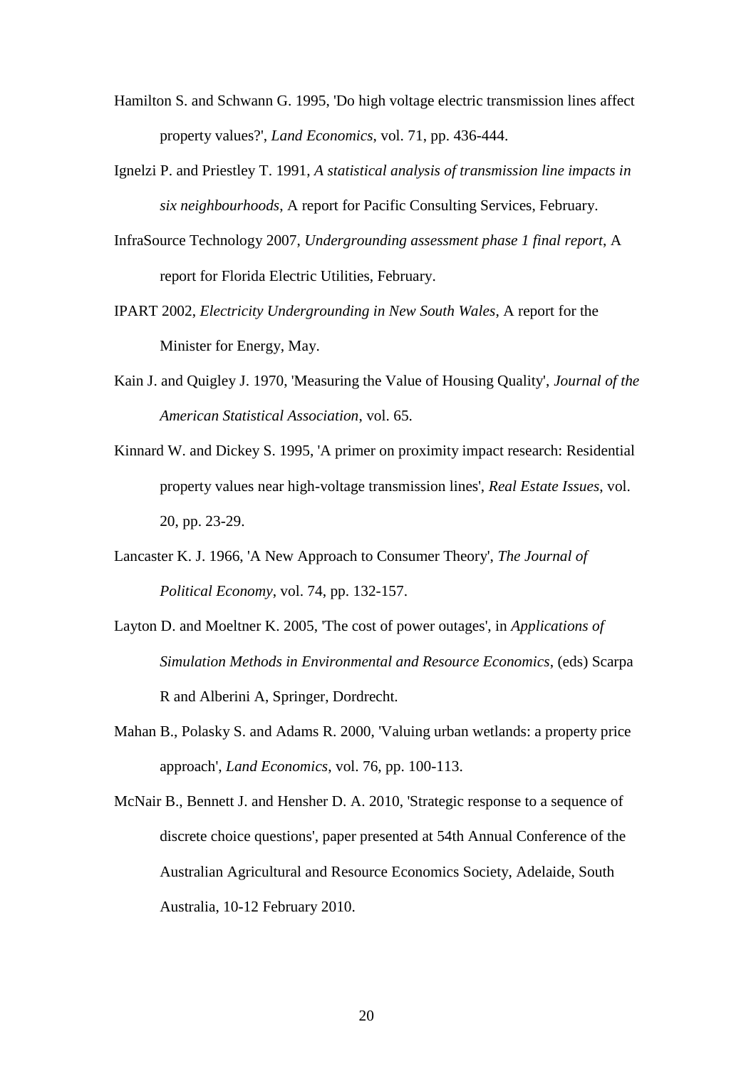Hamilton S. and Schwann G. 1995, 'Do high voltage electric transmission lines affect property values?', *Land Economics*, vol. 71, pp. 436-444.

Ignelzi P. and Priestley T. 1991, *A statistical analysis of transmission line impacts in six neighbourhoods*, A report for Pacific Consulting Services, February.

InfraSource Technology 2007, *Undergrounding assessment phase 1 final report*, A report for Florida Electric Utilities, February.

IPART 2002, *Electricity Undergrounding in New South Wales*, A report for the Minister for Energy, May.

Kain J. and Quigley J. 1970, 'Measuring the Value of Housing Quality', *Journal of the American Statistical Association*, vol. 65.

Kinnard W. and Dickey S. 1995, 'A primer on proximity impact research: Residential property values near high-voltage transmission lines', *Real Estate Issues*, vol. 20, pp. 23-29.

Lancaster K. J. 1966, 'A New Approach to Consumer Theory', *The Journal of Political Economy*, vol. 74, pp. 132-157.

Layton D. and Moeltner K. 2005, 'The cost of power outages', in *Applications of Simulation Methods in Environmental and Resource Economics*, (eds) Scarpa R and Alberini A, Springer, Dordrecht.

Mahan B., Polasky S. and Adams R. 2000, 'Valuing urban wetlands: a property price approach', *Land Economics*, vol. 76, pp. 100-113.

McNair B., Bennett J. and Hensher D. A. 2010, 'Strategic response to a sequence of discrete choice questions', paper presented at 54th Annual Conference of the Australian Agricultural and Resource Economics Society, Adelaide, South Australia, 10-12 February 2010.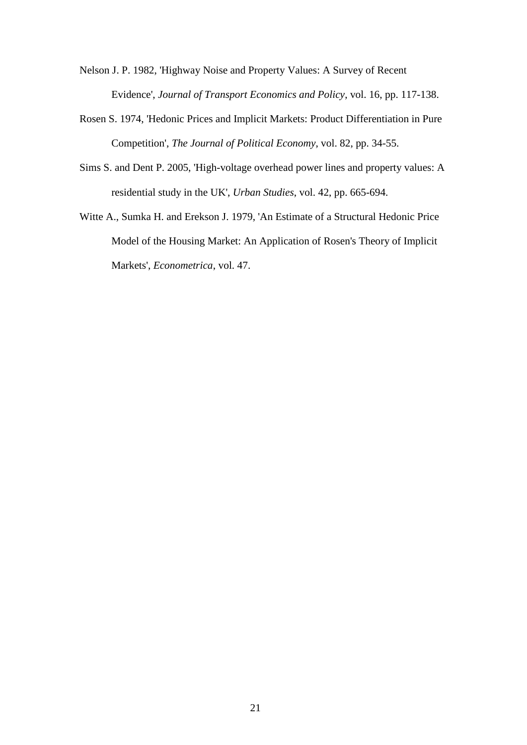Nelson J. P. 1982, 'Highway Noise and Property Values: A Survey of Recent Evidence', *Journal of Transport Economics and Policy*, vol. 16, pp. 117-138.

Rosen S. 1974, 'Hedonic Prices and Implicit Markets: Product Differentiation in Pure Competition', *The Journal of Political Economy*, vol. 82, pp. 34-55.

Sims S. and Dent P. 2005, 'High-voltage overhead power lines and property values: A residential study in the UK', *Urban Studies*, vol. 42, pp. 665-694.

Witte A., Sumka H. and Erekson J. 1979, 'An Estimate of a Structural Hedonic Price Model of the Housing Market: An Application of Rosen's Theory of Implicit Markets', *Econometrica*, vol. 47.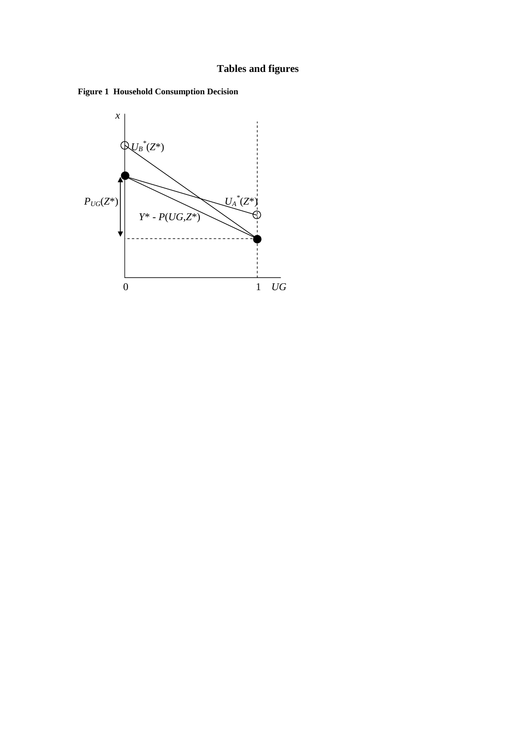## Tables and figures

**Figure 1 Household Consumption Decision**

$x$

$U_B^*(Z^*)$

$P_{UG}(Z^*)$

$U_A^*(Z^*)$

$Y^* - P(UG,Z^*)$

0 1 $UG$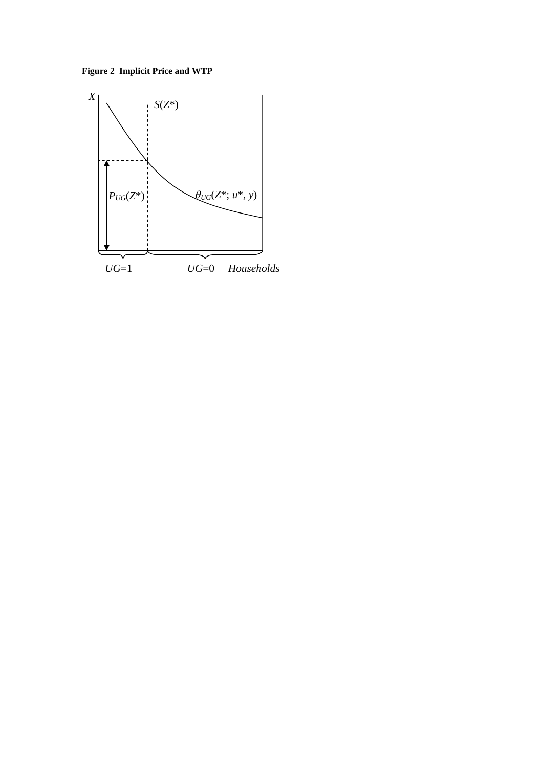**Figure 2 Implicit Price and WTP**

$X$

$S(Z^*)$

$P_{UG}(Z^*)$

$\theta_{UG}(Z^*; u^*, y)$

$UG$=1 $UG$=0 *Households*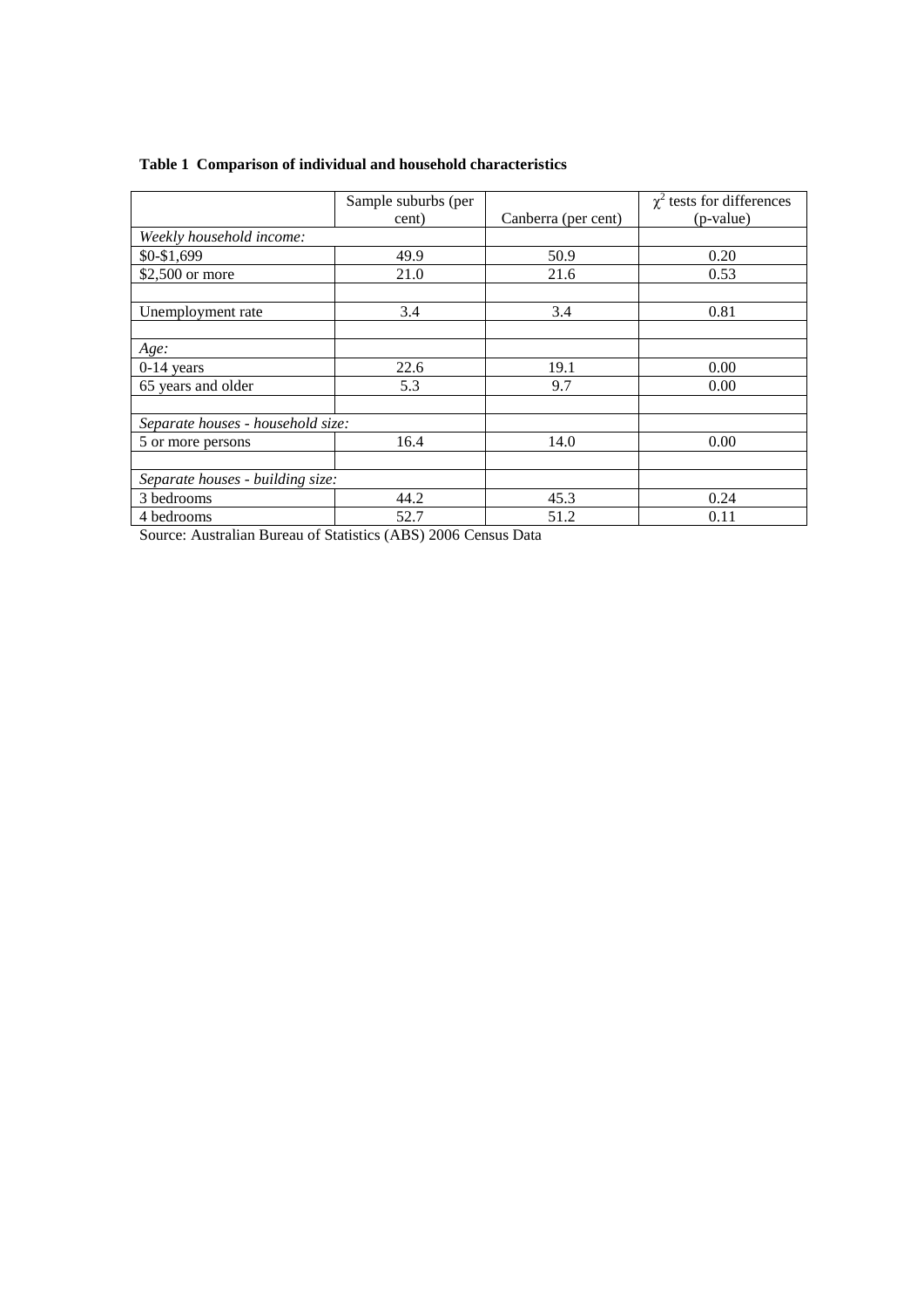**Table 1 Comparison of individual and household characteristics**

| | Sample suburbs (per cent) | Canberra (per cent) | $\chi^2$ tests for differences (p-value) |
|---|---|---|---|
| *Weekly household income:* | | | |
| \$0-\$1,699 | 49.9 | 50.9 | 0.20 |
| \$2,500 or more | 21.0 | 21.6 | 0.53 |
| | | | |
| Unemployment rate | 3.4 | 3.4 | 0.81 |
| | | | |
| *Age:* | | | |
| 0-14 years | 22.6 | 19.1 | 0.00 |
| 65 years and older | 5.3 | 9.7 | 0.00 |
| | | | |
| *Separate houses - household size:* | | | |
| 5 or more persons | 16.4 | 14.0 | 0.00 |
| | | | |
| *Separate houses - building size:* | | | |
| 3 bedrooms | 44.2 | 45.3 | 0.24 |
| 4 bedrooms | 52.7 | 51.2 | 0.11 |

Source: Australian Bureau of Statistics (ABS) 2006 Census Data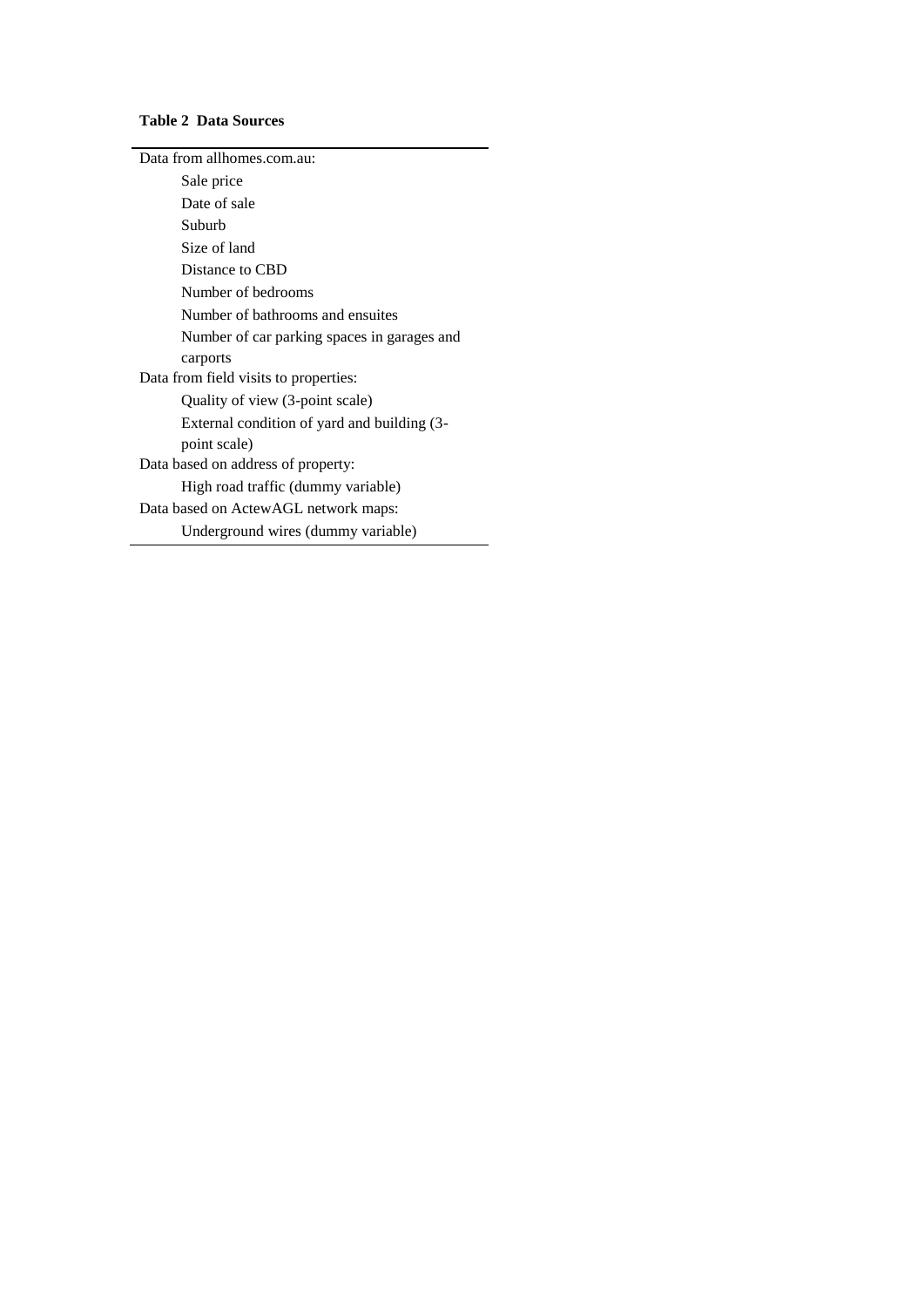**Table 2 Data Sources**

| |
|---|
| Data from allhomes.com.au: |
| Sale price |
| Date of sale |
| Suburb |
| Size of land |
| Distance to CBD |
| Number of bedrooms |
| Number of bathrooms and ensuites |
| Number of car parking spaces in garages and carports |
| Data from field visits to properties: |
| Quality of view (3-point scale) |
| External condition of yard and building (3-point scale) |
| Data based on address of property: |
| High road traffic (dummy variable) |
| Data based on ActewAGL network maps: |
| Underground wires (dummy variable) |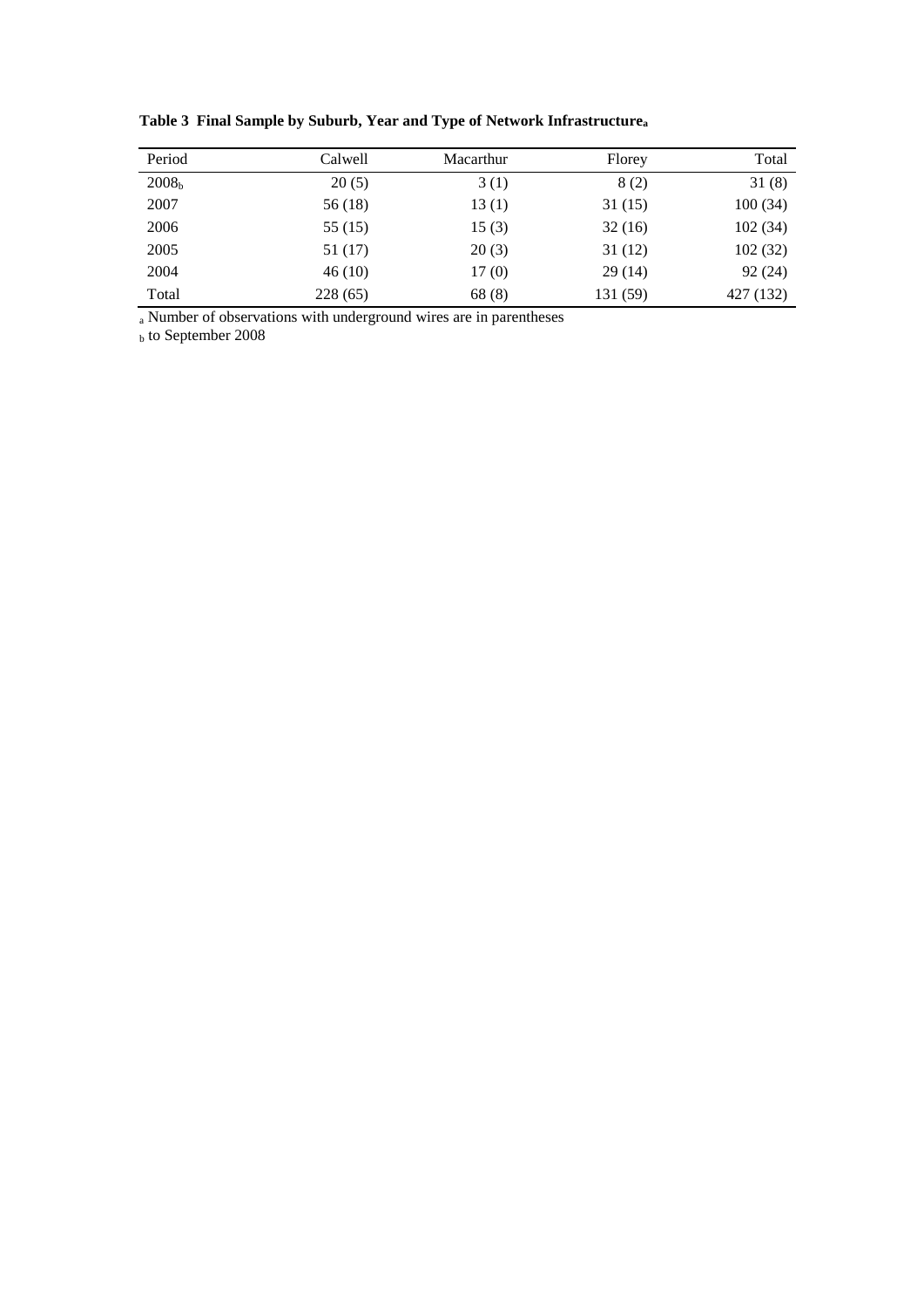**Table 3 Final Sample by Suburb, Year and Type of Network Infrastructure[a]**

| Period | Calwell | Macarthur | Florey | Total |
|---|---|---|---|---|
| 2008[b] | 20 (5) | 3 (1) | 8 (2) | 31 (8) |
| 2007 | 56 (18) | 13 (1) | 31 (15) | 100 (34) |
| 2006 | 55 (15) | 15 (3) | 32 (16) | 102 (34) |
| 2005 | 51 (17) | 20 (3) | 31 (12) | 102 (32) |
| 2004 | 46 (10) | 17 (0) | 29 (14) | 92 (24) |
| Total | 228 (65) | 68 (8) | 131 (59) | 427 (132) |

[a] Number of observations with underground wires are in parentheses

[b] to September 2008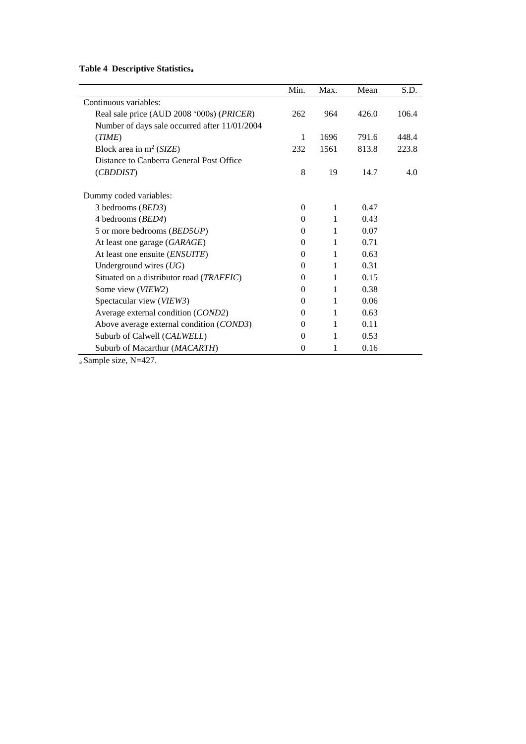**Table 4 Descriptive Statistics**[a]

| | Min. | Max. | Mean | S.D. |
|---|---|---|---|---|
| Continuous variables: | | | | |
| Real sale price (AUD 2008 '000s) (*PRICER*) | 262 | 964 | 426.0 | 106.4 |
| Number of days sale occurred after 11/01/2004 (*TIME*) | 1 | 1696 | 791.6 | 448.4 |
| Block area in $m^2$ (*SIZE*) | 232 | 1561 | 813.8 | 223.8 |
| Distance to Canberra General Post Office (*CBDDIST*) | 8 | 19 | 14.7 | 4.0 |
| Dummy coded variables: | | | | |
| 3 bedrooms (*BED3*) | 0 | 1 | 0.47 | |
| 4 bedrooms (*BED4*) | 0 | 1 | 0.43 | |
| 5 or more bedrooms (*BED5UP*) | 0 | 1 | 0.07 | |
| At least one garage (*GARAGE*) | 0 | 1 | 0.71 | |
| At least one ensuite (*ENSUITE*) | 0 | 1 | 0.63 | |
| Underground wires (*UG*) | 0 | 1 | 0.31 | |
| Situated on a distributor road (*TRAFFIC*) | 0 | 1 | 0.15 | |
| Some view (*VIEW2*) | 0 | 1 | 0.38 | |
| Spectacular view (*VIEW3*) | 0 | 1 | 0.06 | |
| Average external condition (*COND2*) | 0 | 1 | 0.63 | |
| Above average external condition (*COND3*) | 0 | 1 | 0.11 | |
| Suburb of Calwell (*CALWELL*) | 0 | 1 | 0.53 | |
| Suburb of Macarthur (*MACARTH*) | 0 | 1 | 0.16 | |

[a] Sample size, N=427.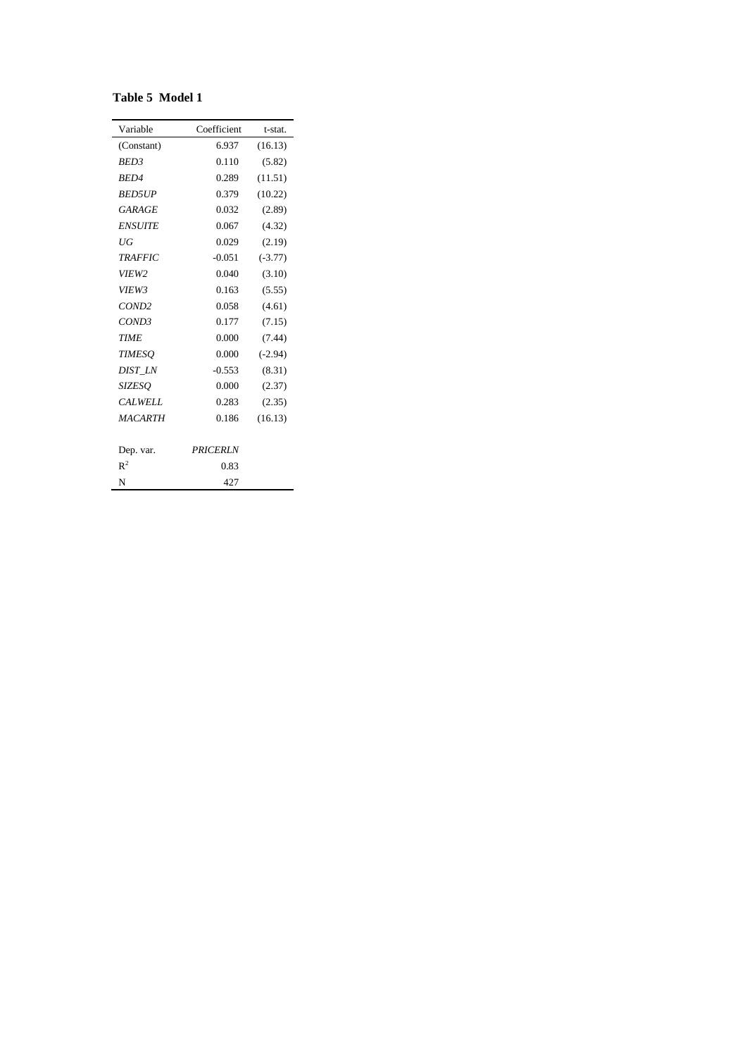**Table 5 Model 1**

| Variable | Coefficient | t-stat. |
|---|---|---|
| (Constant) | 6.937 | (16.13) |
| *BED3* | 0.110 | (5.82) |
| *BED4* | 0.289 | (11.51) |
| *BED5UP* | 0.379 | (10.22) |
| *GARAGE* | 0.032 | (2.89) |
| *ENSUITE* | 0.067 | (4.32) |
| *UG* | 0.029 | (2.19) |
| *TRAFFIC* | -0.051 | (-3.77) |
| *VIEW2* | 0.040 | (3.10) |
| *VIEW3* | 0.163 | (5.55) |
| *COND2* | 0.058 | (4.61) |
| *COND3* | 0.177 | (7.15) |
| *TIME* | 0.000 | (7.44) |
| *TIMESQ* | 0.000 | (-2.94) |
| *DIST_LN* | -0.553 | (8.31) |
| *SIZESQ* | 0.000 | (2.37) |
| *CALWELL* | 0.283 | (2.35) |
| *MACARTH* | 0.186 | (16.13) |
| | | |
| Dep. var. | *PRICERLN* | |
| $R^2$ | 0.83 | |
| N | 427 | |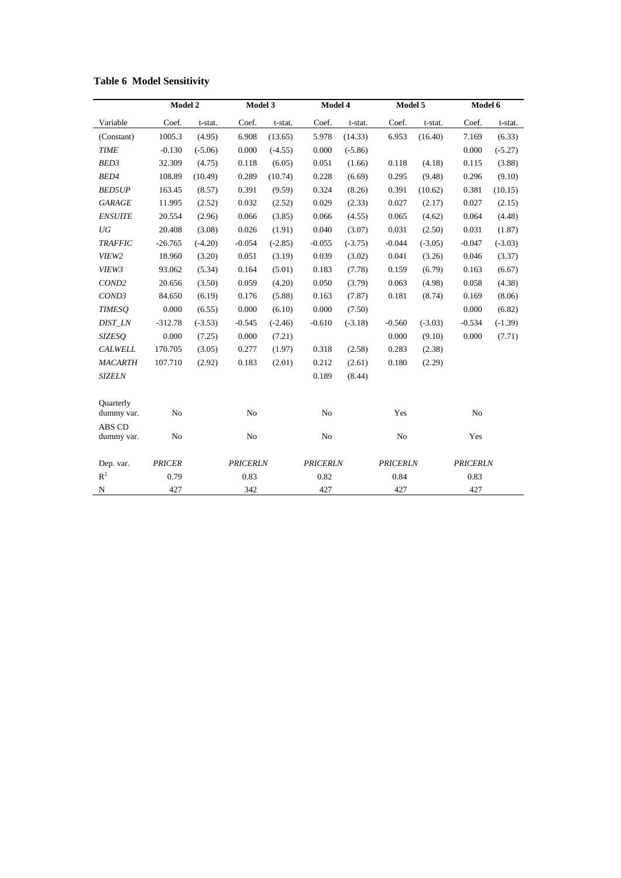**Table 6 Model Sensitivity**

| | Model 2 | | Model 3 | | Model 4 | | Model 5 | | Model 6 | |
|---|---|---|---|---|---|---|---|---|---|---|
| Variable | Coef. | t-stat. | Coef. | t-stat. | Coef. | t-stat. | Coef. | t-stat. | Coef. | t-stat. |
| (Constant) | 1005.3 | (4.95) | 6.908 | (13.65) | 5.978 | (14.33) | 6.953 | (16.40) | 7.169 | (6.33) |
| *TIME* | -0.130 | (-5.06) | 0.000 | (-4.55) | 0.000 | (-5.86) | | | 0.000 | (-5.27) |
| *BED3* | 32.309 | (4.75) | 0.118 | (6.05) | 0.051 | (1.66) | 0.118 | (4.18) | 0.115 | (3.88) |
| *BED4* | 108.89 | (10.49) | 0.289 | (10.74) | 0.228 | (6.69) | 0.295 | (9.48) | 0.296 | (9.10) |
| *BED5UP* | 163.45 | (8.57) | 0.391 | (9.59) | 0.324 | (8.26) | 0.391 | (10.62) | 0.381 | (10.15) |
| *GARAGE* | 11.995 | (2.52) | 0.032 | (2.52) | 0.029 | (2.33) | 0.027 | (2.17) | 0.027 | (2.15) |
| *ENSUITE* | 20.554 | (2.96) | 0.066 | (3.85) | 0.066 | (4.55) | 0.065 | (4.62) | 0.064 | (4.48) |
| *UG* | 20.408 | (3.08) | 0.026 | (1.91) | 0.040 | (3.07) | 0.031 | (2.50) | 0.031 | (1.87) |
| *TRAFFIC* | -26.765 | (-4.20) | -0.054 | (-2.85) | -0.055 | (-3.75) | -0.044 | (-3.05) | -0.047 | (-3.03) |
| *VIEW2* | 18.960 | (3.20) | 0.051 | (3.19) | 0.039 | (3.02) | 0.041 | (3.26) | 0.046 | (3.37) |
| *VIEW3* | 93.062 | (5.34) | 0.164 | (5.01) | 0.183 | (7.78) | 0.159 | (6.79) | 0.163 | (6.67) |
| *COND2* | 20.656 | (3.50) | 0.059 | (4.20) | 0.050 | (3.79) | 0.063 | (4.98) | 0.058 | (4.38) |
| *COND3* | 84.650 | (6.19) | 0.176 | (5.88) | 0.163 | (7.87) | 0.181 | (8.74) | 0.169 | (8.06) |
| *TIMESQ* | 0.000 | (6.55) | 0.000 | (6.10) | 0.000 | (7.50) | | | 0.000 | (6.82) |
| *DIST_LN* | -312.78 | (-3.53) | -0.545 | (-2.46) | -0.610 | (-3.18) | -0.560 | (-3.03) | -0.534 | (-1.39) |
| *SIZESQ* | 0.000 | (7.25) | 0.000 | (7.21) | | | 0.000 | (9.10) | 0.000 | (7.71) |
| *CALWELL* | 170.705 | (3.05) | 0.277 | (1.97) | 0.318 | (2.58) | 0.283 | (2.38) | | |
| *MACARTH* | 107.710 | (2.92) | 0.183 | (2.01) | 0.212 | (2.61) | 0.180 | (2.29) | | |
| *SIZELN* | | | | | 0.189 | (8.44) | | | | |
| Quarterly dummy var. | No | | No | | No | | Yes | | No | |
| ABS CD dummy var. | No | | No | | No | | No | | Yes | |
| Dep. var. | *PRICER* | | *PRICERLN* | | *PRICERLN* | | *PRICERLN* | | *PRICERLN* | |
| $R^2$ | 0.79 | | 0.83 | | 0.82 | | 0.84 | | 0.83 | |
| N | 427 | | 342 | | 427 | | 427 | | 427 | |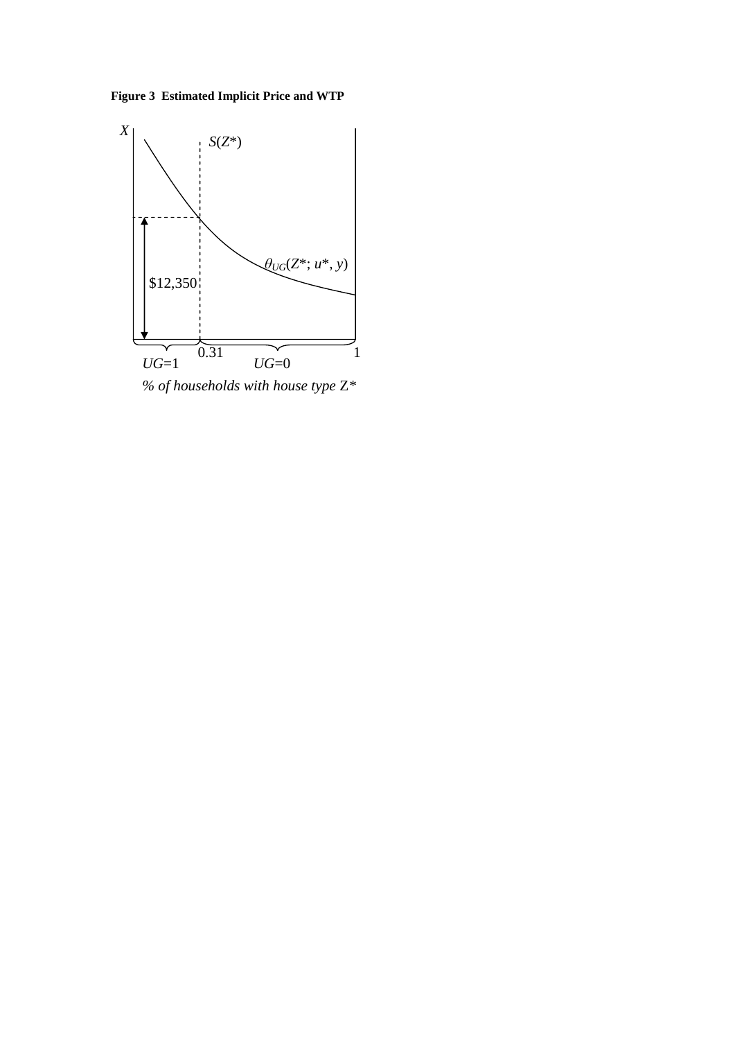**Figure 3 Estimated Implicit Price and WTP**

$X$

$S(Z^*)$

$\theta_{UG}(Z^*; u^*, y)$

$12,350

0.31 1

$UG$=1 $UG$=0

*% of households with house type* Z*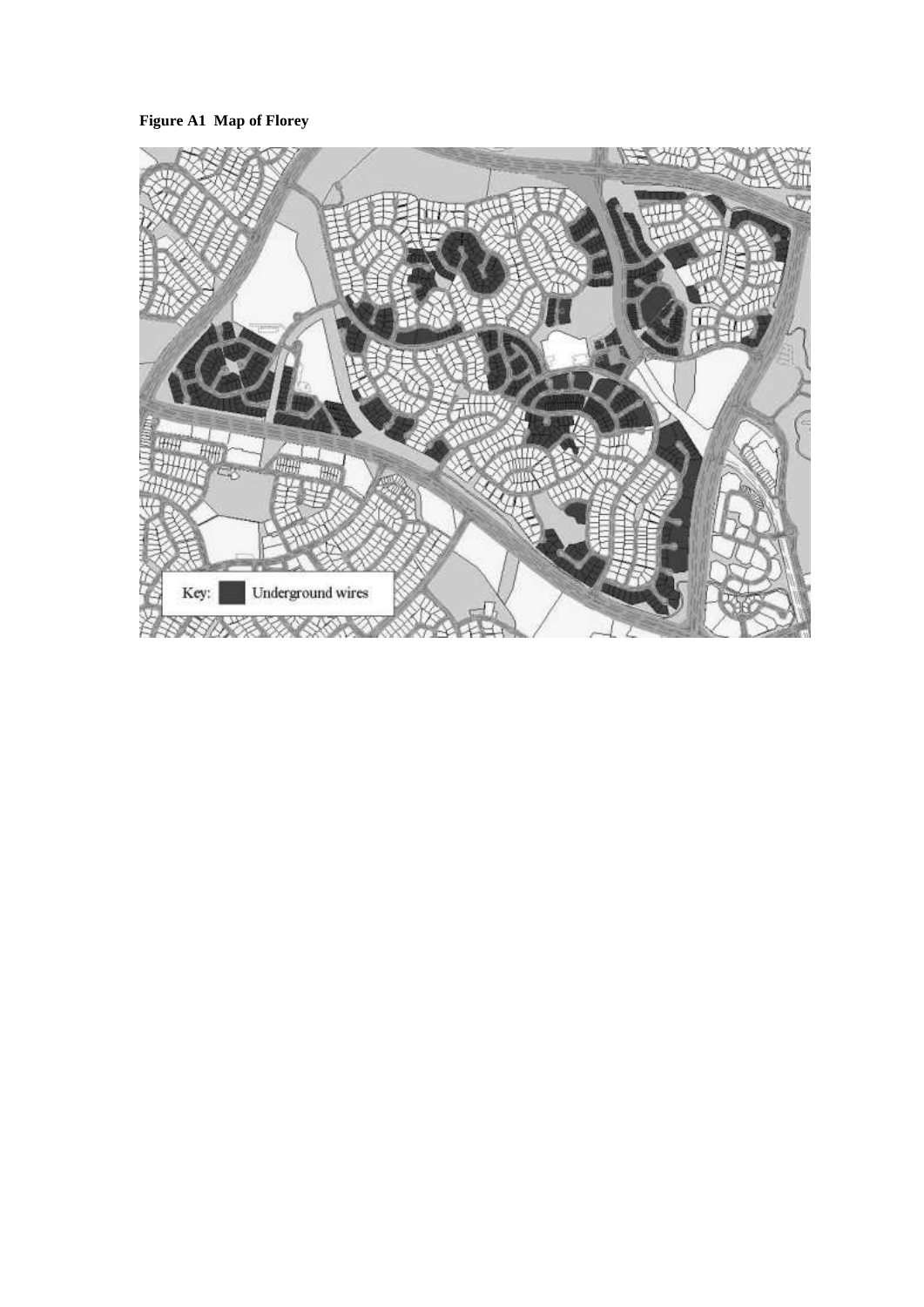**Figure A1 Map of Florey**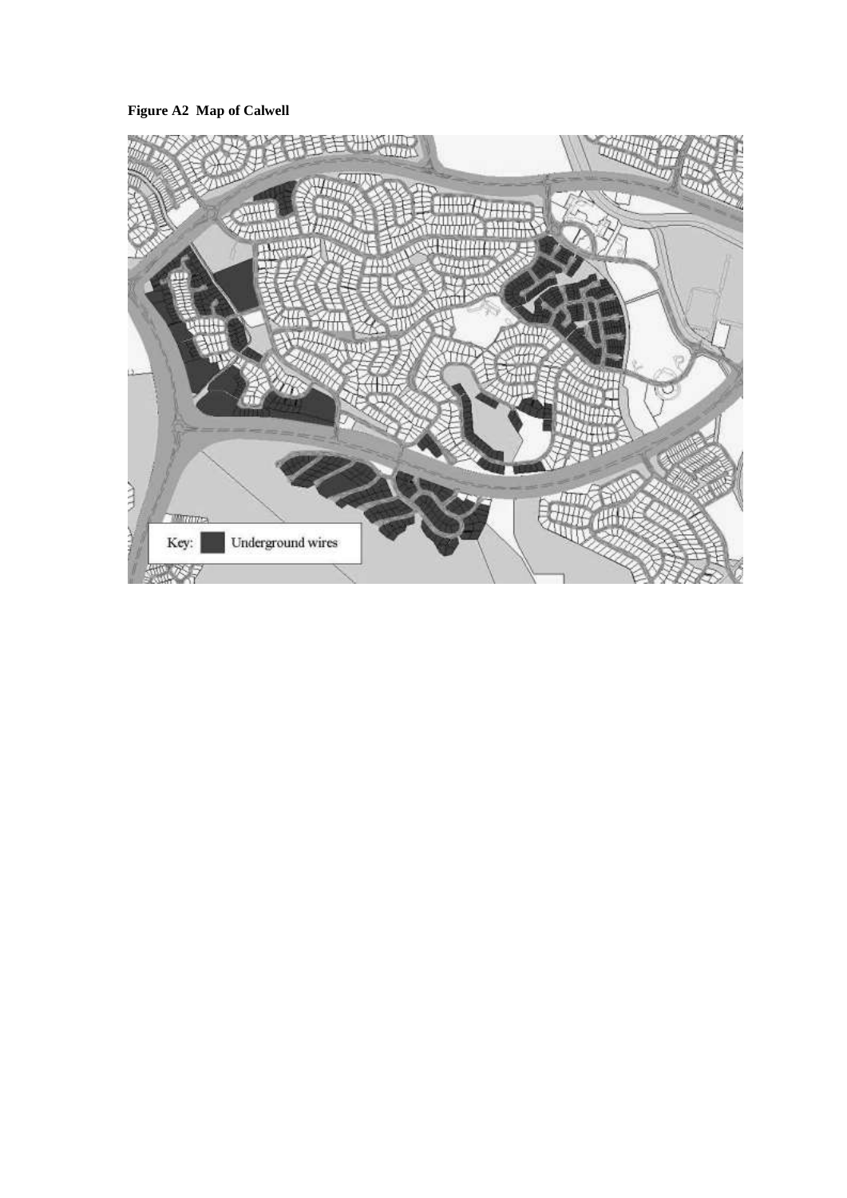**Figure A2 Map of Calwell**

Key: Underground wires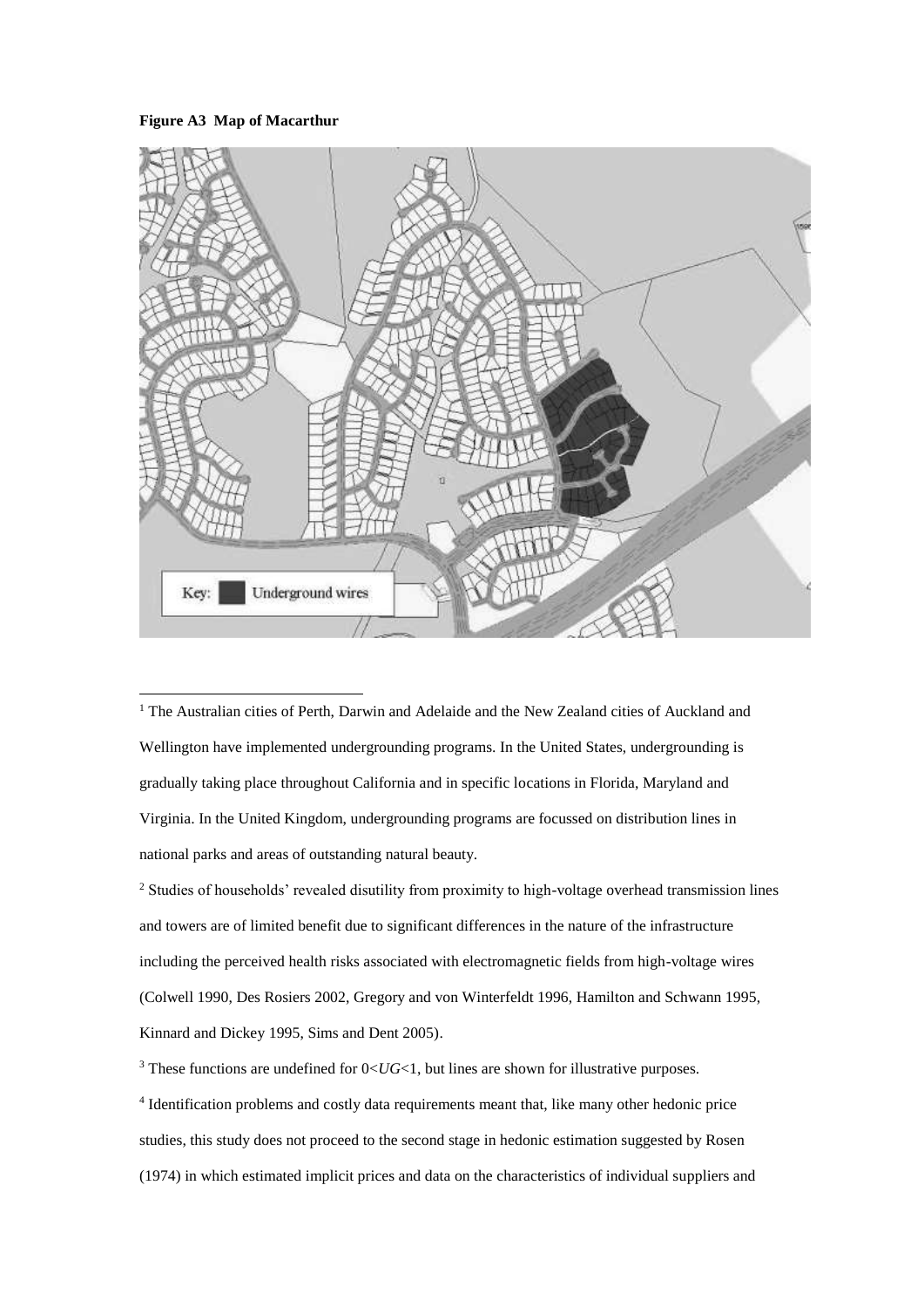**Figure A3 Map of Macarthur**

[1] The Australian cities of Perth, Darwin and Adelaide and the New Zealand cities of Auckland and Wellington have implemented undergrounding programs. In the United States, undergrounding is gradually taking place throughout California and in specific locations in Florida, Maryland and Virginia. In the United Kingdom, undergrounding programs are focussed on distribution lines in national parks and areas of outstanding natural beauty.

[2] Studies of households' revealed disutility from proximity to high-voltage overhead transmission lines and towers are of limited benefit due to significant differences in the nature of the infrastructure including the perceived health risks associated with electromagnetic fields from high-voltage wires (Colwell 1990, Des Rosiers 2002, Gregory and von Winterfeldt 1996, Hamilton and Schwann 1995, Kinnard and Dickey 1995, Sims and Dent 2005).

[3] These functions are undefined for $0<UG<1$, but lines are shown for illustrative purposes.

[4] Identification problems and costly data requirements meant that, like many other hedonic price studies, this study does not proceed to the second stage in hedonic estimation suggested by Rosen (1974) in which estimated implicit prices and data on the characteristics of individual suppliers and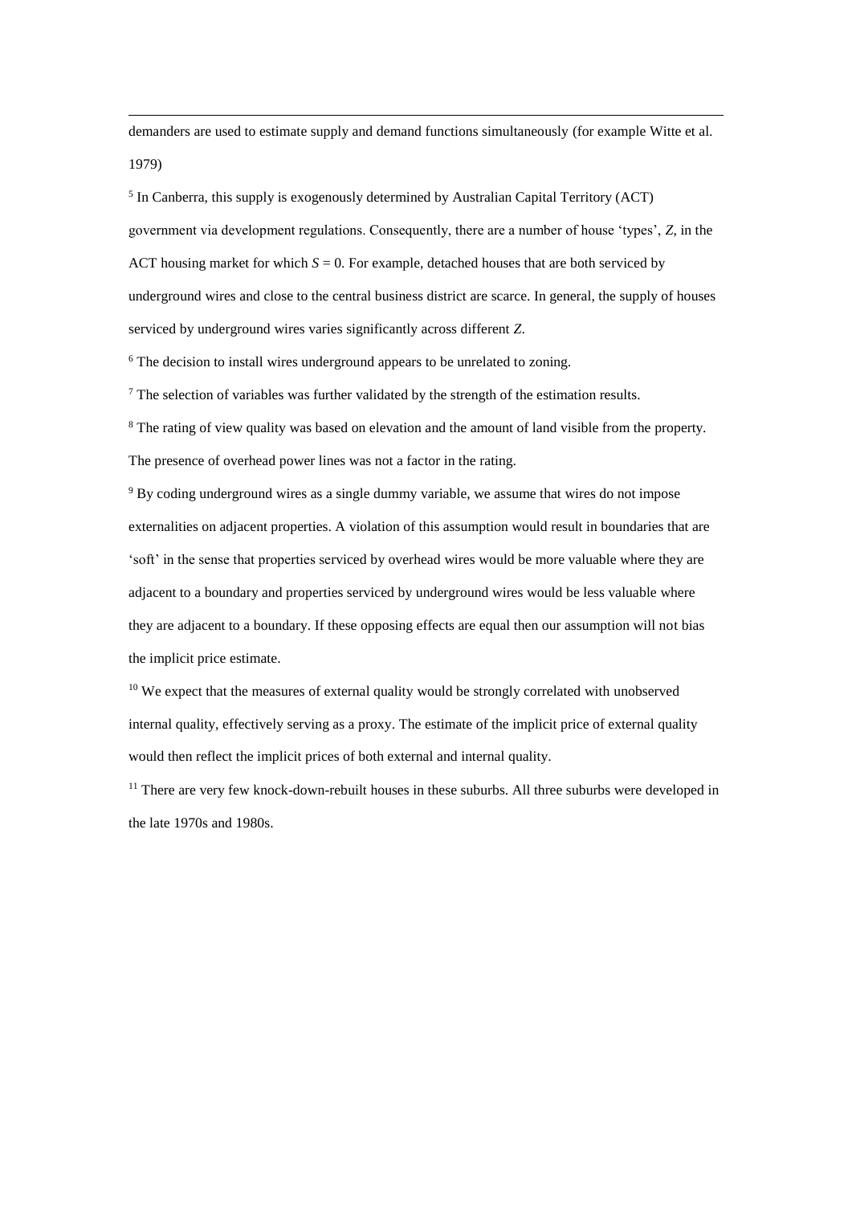demanders are used to estimate supply and demand functions simultaneously (for example Witte et al. 1979)

[5] In Canberra, this supply is exogenously determined by Australian Capital Territory (ACT) government via development regulations. Consequently, there are a number of house 'types', $Z$, in the ACT housing market for which $S = 0$. For example, detached houses that are both serviced by underground wires and close to the central business district are scarce. In general, the supply of houses serviced by underground wires varies significantly across different $Z$.

[6] The decision to install wires underground appears to be unrelated to zoning.

[7] The selection of variables was further validated by the strength of the estimation results.

[8] The rating of view quality was based on elevation and the amount of land visible from the property. The presence of overhead power lines was not a factor in the rating.

[9] By coding underground wires as a single dummy variable, we assume that wires do not impose externalities on adjacent properties. A violation of this assumption would result in boundaries that are 'soft' in the sense that properties serviced by overhead wires would be more valuable where they are adjacent to a boundary and properties serviced by underground wires would be less valuable where they are adjacent to a boundary. If these opposing effects are equal then our assumption will not bias the implicit price estimate.

[10] We expect that the measures of external quality would be strongly correlated with unobserved internal quality, effectively serving as a proxy. The estimate of the implicit price of external quality would then reflect the implicit prices of both external and internal quality.

[11] There are very few knock-down-rebuilt houses in these suburbs. All three suburbs were developed in the late 1970s and 1980s.